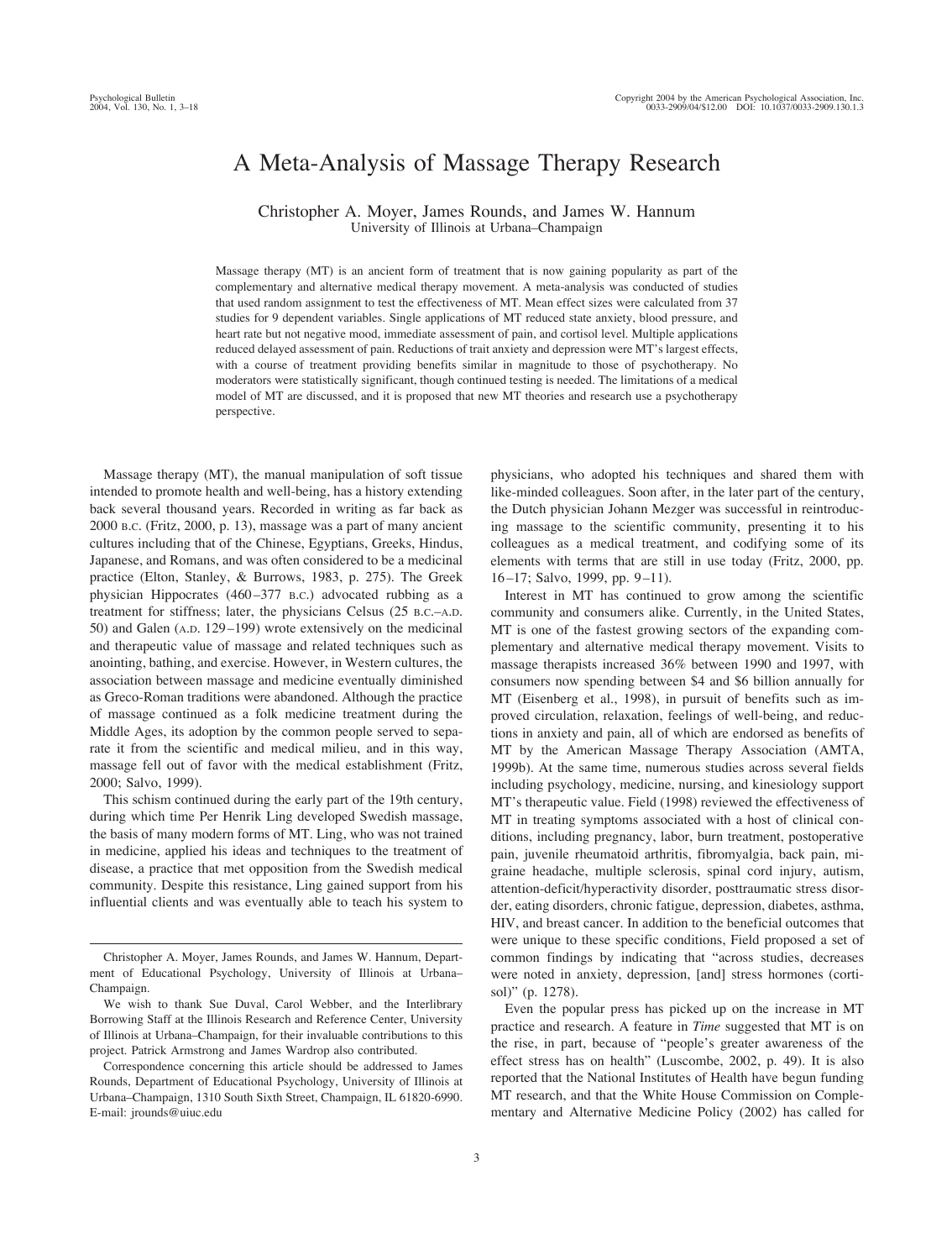# A Meta-Analysis of Massage Therapy Research

Christopher A. Moyer, James Rounds, and James W. Hannum
University of Illinois at Urbana–Champaign

Massage therapy (MT) is an ancient form of treatment that is now gaining popularity as part of the complementary and alternative medical therapy movement. A meta-analysis was conducted of studies that used random assignment to test the effectiveness of MT. Mean effect sizes were calculated from 37 studies for 9 dependent variables. Single applications of MT reduced state anxiety, blood pressure, and heart rate but not negative mood, immediate assessment of pain, and cortisol level. Multiple applications reduced delayed assessment of pain. Reductions of trait anxiety and depression were MT's largest effects, with a course of treatment providing benefits similar in magnitude to those of psychotherapy. No moderators were statistically significant, though continued testing is needed. The limitations of a medical model of MT are discussed, and it is proposed that new MT theories and research use a psychotherapy perspective.

Massage therapy (MT), the manual manipulation of soft tissue intended to promote health and well-being, has a history extending back several thousand years. Recorded in writing as far back as 2000 B.C. (Fritz, 2000, p. 13), massage was a part of many ancient cultures including that of the Chinese, Egyptians, Greeks, Hindus, Japanese, and Romans, and was often considered to be a medicinal practice (Elton, Stanley, & Burrows, 1983, p. 275). The Greek physician Hippocrates (460–377 B.C.) advocated rubbing as a treatment for stiffness; later, the physicians Celsus (25 B.C.–A.D. 50) and Galen (A.D. 129–199) wrote extensively on the medicinal and therapeutic value of massage and related techniques such as anointing, bathing, and exercise. However, in Western cultures, the association between massage and medicine eventually diminished as Greco-Roman traditions were abandoned. Although the practice of massage continued as a folk medicine treatment during the Middle Ages, its adoption by the common people served to separate it from the scientific and medical milieu, and in this way, massage fell out of favor with the medical establishment (Fritz, 2000; Salvo, 1999).

This schism continued during the early part of the 19th century, during which time Per Henrik Ling developed Swedish massage, the basis of many modern forms of MT. Ling, who was not trained in medicine, applied his ideas and techniques to the treatment of disease, a practice that met opposition from the Swedish medical community. Despite this resistance, Ling gained support from his influential clients and was eventually able to teach his system to physicians, who adopted his techniques and shared them with like-minded colleagues. Soon after, in the later part of the century, the Dutch physician Johann Mezger was successful in reintroducing massage to the scientific community, presenting it to his colleagues as a medical treatment, and codifying some of its elements with terms that are still in use today (Fritz, 2000, pp. 16–17; Salvo, 1999, pp. 9–11).

Interest in MT has continued to grow among the scientific community and consumers alike. Currently, in the United States, MT is one of the fastest growing sectors of the expanding complementary and alternative medical therapy movement. Visits to massage therapists increased 36% between 1990 and 1997, with consumers now spending between \$4 and \$6 billion annually for MT (Eisenberg et al., 1998), in pursuit of benefits such as improved circulation, relaxation, feelings of well-being, and reductions in anxiety and pain, all of which are endorsed as benefits of MT by the American Massage Therapy Association (AMTA, 1999b). At the same time, numerous studies across several fields including psychology, medicine, nursing, and kinesiology support MT's therapeutic value. Field (1998) reviewed the effectiveness of MT in treating symptoms associated with a host of clinical conditions, including pregnancy, labor, burn treatment, postoperative pain, juvenile rheumatoid arthritis, fibromyalgia, back pain, migraine headache, multiple sclerosis, spinal cord injury, autism, attention-deficit/hyperactivity disorder, posttraumatic stress disorder, eating disorders, chronic fatigue, depression, diabetes, asthma, HIV, and breast cancer. In addition to the beneficial outcomes that were unique to these specific conditions, Field proposed a set of common findings by indicating that "across studies, decreases were noted in anxiety, depression, [and] stress hormones (cortisol)" (p. 1278).

Even the popular press has picked up on the increase in MT practice and research. A feature in *Time* suggested that MT is on the rise, in part, because of "people's greater awareness of the effect stress has on health" (Luscombe, 2002, p. 49). It is also reported that the National Institutes of Health have begun funding MT research, and that the White House Commission on Complementary and Alternative Medicine Policy (2002) has called for

---

Christopher A. Moyer, James Rounds, and James W. Hannum, Department of Educational Psychology, University of Illinois at Urbana–Champaign.

We wish to thank Sue Duval, Carol Webber, and the Interlibrary Borrowing Staff at the Illinois Research and Reference Center, University of Illinois at Urbana–Champaign, for their invaluable contributions to this project. Patrick Armstrong and James Wardrop also contributed.

Correspondence concerning this article should be addressed to James Rounds, Department of Educational Psychology, University of Illinois at Urbana–Champaign, 1310 South Sixth Street, Champaign, IL 61820-6990. E-mail: jrounds@uiuc.edu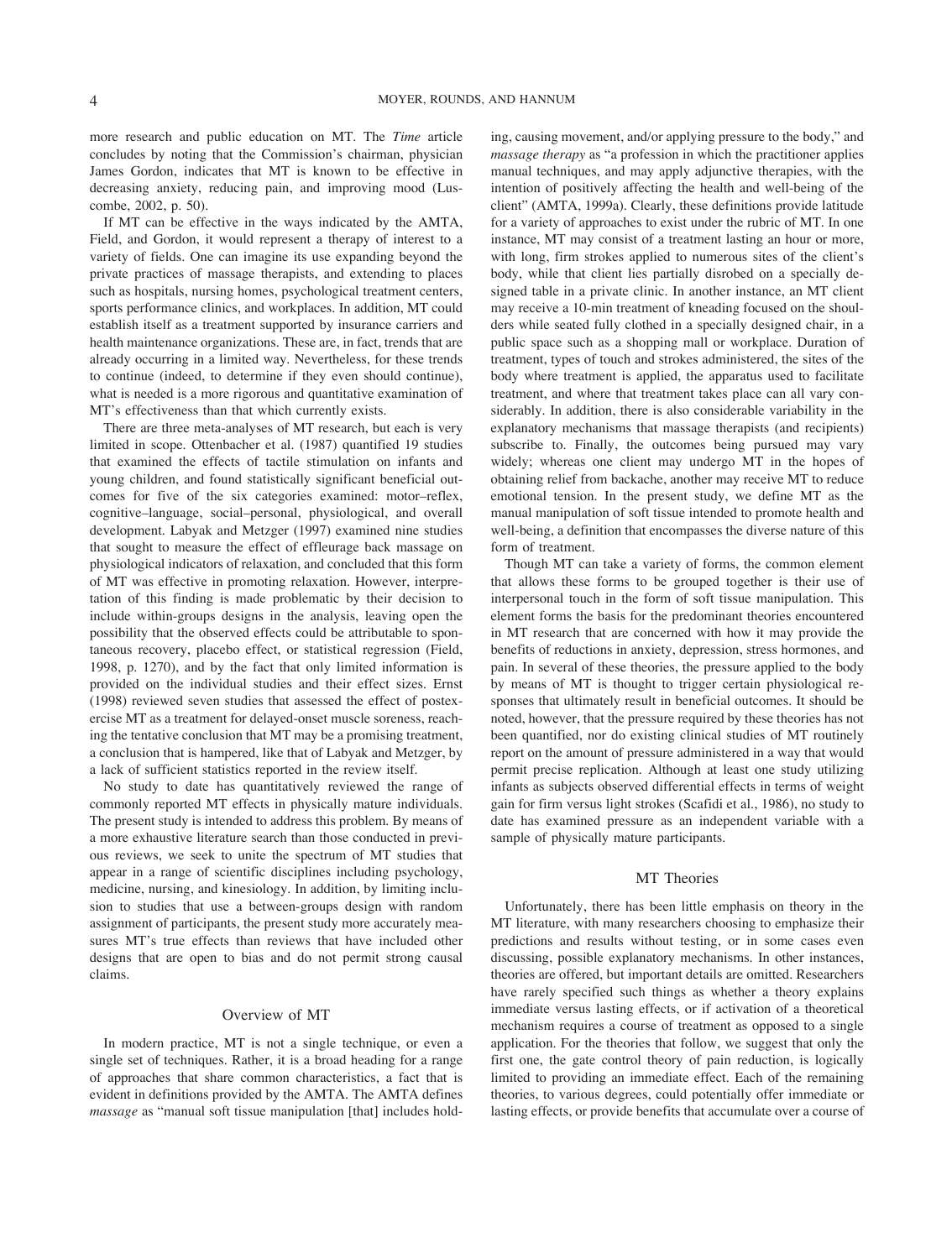more research and public education on MT. The *Time* article concludes by noting that the Commission's chairman, physician James Gordon, indicates that MT is known to be effective in decreasing anxiety, reducing pain, and improving mood (Luscombe, 2002, p. 50).

If MT can be effective in the ways indicated by the AMTA, Field, and Gordon, it would represent a therapy of interest to a variety of fields. One can imagine its use expanding beyond the private practices of massage therapists, and extending to places such as hospitals, nursing homes, psychological treatment centers, sports performance clinics, and workplaces. In addition, MT could establish itself as a treatment supported by insurance carriers and health maintenance organizations. These are, in fact, trends that are already occurring in a limited way. Nevertheless, for these trends to continue (indeed, to determine if they even should continue), what is needed is a more rigorous and quantitative examination of MT's effectiveness than that which currently exists.

There are three meta-analyses of MT research, but each is very limited in scope. Ottenbacher et al. (1987) quantified 19 studies that examined the effects of tactile stimulation on infants and young children, and found statistically significant beneficial outcomes for five of the six categories examined: motor–reflex, cognitive–language, social–personal, physiological, and overall development. Labyak and Metzger (1997) examined nine studies that sought to measure the effect of effleurage back massage on physiological indicators of relaxation, and concluded that this form of MT was effective in promoting relaxation. However, interpretation of this finding is made problematic by their decision to include within-groups designs in the analysis, leaving open the possibility that the observed effects could be attributable to spontaneous recovery, placebo effect, or statistical regression (Field, 1998, p. 1270), and by the fact that only limited information is provided on the individual studies and their effect sizes. Ernst (1998) reviewed seven studies that assessed the effect of postexercise MT as a treatment for delayed-onset muscle soreness, reaching the tentative conclusion that MT may be a promising treatment, a conclusion that is hampered, like that of Labyak and Metzger, by a lack of sufficient statistics reported in the review itself.

No study to date has quantitatively reviewed the range of commonly reported MT effects in physically mature individuals. The present study is intended to address this problem. By means of a more exhaustive literature search than those conducted in previous reviews, we seek to unite the spectrum of MT studies that appear in a range of scientific disciplines including psychology, medicine, nursing, and kinesiology. In addition, by limiting inclusion to studies that use a between-groups design with random assignment of participants, the present study more accurately measures MT's true effects than reviews that have included other designs that are open to bias and do not permit strong causal claims.

## Overview of MT

In modern practice, MT is not a single technique, or even a single set of techniques. Rather, it is a broad heading for a range of approaches that share common characteristics, a fact that is evident in definitions provided by the AMTA. The AMTA defines *massage* as "manual soft tissue manipulation [that] includes holding, causing movement, and/or applying pressure to the body," and *massage therapy* as "a profession in which the practitioner applies manual techniques, and may apply adjunctive therapies, with the intention of positively affecting the health and well-being of the client" (AMTA, 1999a). Clearly, these definitions provide latitude for a variety of approaches to exist under the rubric of MT. In one instance, MT may consist of a treatment lasting an hour or more, with long, firm strokes applied to numerous sites of the client's body, while that client lies partially disrobed on a specially designed table in a private clinic. In another instance, an MT client may receive a 10-min treatment of kneading focused on the shoulders while seated fully clothed in a specially designed chair, in a public space such as a shopping mall or workplace. Duration of treatment, types of touch and strokes administered, the sites of the body where treatment is applied, the apparatus used to facilitate treatment, and where that treatment takes place can all vary considerably. In addition, there is also considerable variability in the explanatory mechanisms that massage therapists (and recipients) subscribe to. Finally, the outcomes being pursued may vary widely; whereas one client may undergo MT in the hopes of obtaining relief from backache, another may receive MT to reduce emotional tension. In the present study, we define MT as the manual manipulation of soft tissue intended to promote health and well-being, a definition that encompasses the diverse nature of this form of treatment.

Though MT can take a variety of forms, the common element that allows these forms to be grouped together is their use of interpersonal touch in the form of soft tissue manipulation. This element forms the basis for the predominant theories encountered in MT research that are concerned with how it may provide the benefits of reductions in anxiety, depression, stress hormones, and pain. In several of these theories, the pressure applied to the body by means of MT is thought to trigger certain physiological responses that ultimately result in beneficial outcomes. It should be noted, however, that the pressure required by these theories has not been quantified, nor do existing clinical studies of MT routinely report on the amount of pressure administered in a way that would permit precise replication. Although at least one study utilizing infants as subjects observed differential effects in terms of weight gain for firm versus light strokes (Scafidi et al., 1986), no study to date has examined pressure as an independent variable with a sample of physically mature participants.

## MT Theories

Unfortunately, there has been little emphasis on theory in the MT literature, with many researchers choosing to emphasize their predictions and results without testing, or in some cases even discussing, possible explanatory mechanisms. In other instances, theories are offered, but important details are omitted. Researchers have rarely specified such things as whether a theory explains immediate versus lasting effects, or if activation of a theoretical mechanism requires a course of treatment as opposed to a single application. For the theories that follow, we suggest that only the first one, the gate control theory of pain reduction, is logically limited to providing an immediate effect. Each of the remaining theories, to various degrees, could potentially offer immediate or lasting effects, or provide benefits that accumulate over a course of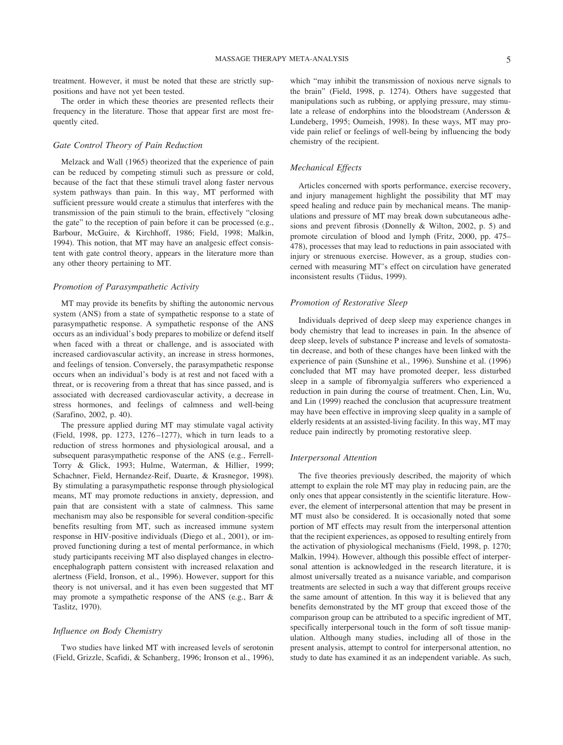treatment. However, it must be noted that these are strictly suppositions and have not yet been tested.

The order in which these theories are presented reflects their frequency in the literature. Those that appear first are most frequently cited.

### *Gate Control Theory of Pain Reduction*

Melzack and Wall (1965) theorized that the experience of pain can be reduced by competing stimuli such as pressure or cold, because of the fact that these stimuli travel along faster nervous system pathways than pain. In this way, MT performed with sufficient pressure would create a stimulus that interferes with the transmission of the pain stimuli to the brain, effectively "closing the gate" to the reception of pain before it can be processed (e.g., Barbour, McGuire, & Kirchhoff, 1986; Field, 1998; Malkin, 1994). This notion, that MT may have an analgesic effect consistent with gate control theory, appears in the literature more than any other theory pertaining to MT.

### *Promotion of Parasympathetic Activity*

MT may provide its benefits by shifting the autonomic nervous system (ANS) from a state of sympathetic response to a state of parasympathetic response. A sympathetic response of the ANS occurs as an individual's body prepares to mobilize or defend itself when faced with a threat or challenge, and is associated with increased cardiovascular activity, an increase in stress hormones, and feelings of tension. Conversely, the parasympathetic response occurs when an individual's body is at rest and not faced with a threat, or is recovering from a threat that has since passed, and is associated with decreased cardiovascular activity, a decrease in stress hormones, and feelings of calmness and well-being (Sarafino, 2002, p. 40).

The pressure applied during MT may stimulate vagal activity (Field, 1998, pp. 1273, 1276–1277), which in turn leads to a reduction of stress hormones and physiological arousal, and a subsequent parasympathetic response of the ANS (e.g., Ferrell-Torry & Glick, 1993; Hulme, Waterman, & Hillier, 1999; Schachner, Field, Hernandez-Reif, Duarte, & Krasnegor, 1998). By stimulating a parasympathetic response through physiological means, MT may promote reductions in anxiety, depression, and pain that are consistent with a state of calmness. This same mechanism may also be responsible for several condition-specific benefits resulting from MT, such as increased immune system response in HIV-positive individuals (Diego et al., 2001), or improved functioning during a test of mental performance, in which study participants receiving MT also displayed changes in electroencephalograph pattern consistent with increased relaxation and alertness (Field, Ironson, et al., 1996). However, support for this theory is not universal, and it has even been suggested that MT may promote a sympathetic response of the ANS (e.g., Barr & Taslitz, 1970).

### *Influence on Body Chemistry*

Two studies have linked MT with increased levels of serotonin (Field, Grizzle, Scafidi, & Schanberg, 1996; Ironson et al., 1996), which "may inhibit the transmission of noxious nerve signals to the brain" (Field, 1998, p. 1274). Others have suggested that manipulations such as rubbing, or applying pressure, may stimulate a release of endorphins into the bloodstream (Andersson & Lundeberg, 1995; Oumeish, 1998). In these ways, MT may provide pain relief or feelings of well-being by influencing the body chemistry of the recipient.

### *Mechanical Effects*

Articles concerned with sports performance, exercise recovery, and injury management highlight the possibility that MT may speed healing and reduce pain by mechanical means. The manipulations and pressure of MT may break down subcutaneous adhesions and prevent fibrosis (Donnelly & Wilton, 2002, p. 5) and promote circulation of blood and lymph (Fritz, 2000, pp. 475–478), processes that may lead to reductions in pain associated with injury or strenuous exercise. However, as a group, studies concerned with measuring MT's effect on circulation have generated inconsistent results (Tiidus, 1999).

### *Promotion of Restorative Sleep*

Individuals deprived of deep sleep may experience changes in body chemistry that lead to increases in pain. In the absence of deep sleep, levels of substance P increase and levels of somatostatin decrease, and both of these changes have been linked with the experience of pain (Sunshine et al., 1996). Sunshine et al. (1996) concluded that MT may have promoted deeper, less disturbed sleep in a sample of fibromyalgia sufferers who experienced a reduction in pain during the course of treatment. Chen, Lin, Wu, and Lin (1999) reached the conclusion that acupressure treatment may have been effective in improving sleep quality in a sample of elderly residents at an assisted-living facility. In this way, MT may reduce pain indirectly by promoting restorative sleep.

### *Interpersonal Attention*

The five theories previously described, the majority of which attempt to explain the role MT may play in reducing pain, are the only ones that appear consistently in the scientific literature. However, the element of interpersonal attention that may be present in MT must also be considered. It is occasionally noted that some portion of MT effects may result from the interpersonal attention that the recipient experiences, as opposed to resulting entirely from the activation of physiological mechanisms (Field, 1998, p. 1270; Malkin, 1994). However, although this possible effect of interpersonal attention is acknowledged in the research literature, it is almost universally treated as a nuisance variable, and comparison treatments are selected in such a way that different groups receive the same amount of attention. In this way it is believed that any benefits demonstrated by the MT group that exceed those of the comparison group can be attributed to a specific ingredient of MT, specifically interpersonal touch in the form of soft tissue manipulation. Although many studies, including all of those in the present analysis, attempt to control for interpersonal attention, no study to date has examined it as an independent variable. As such,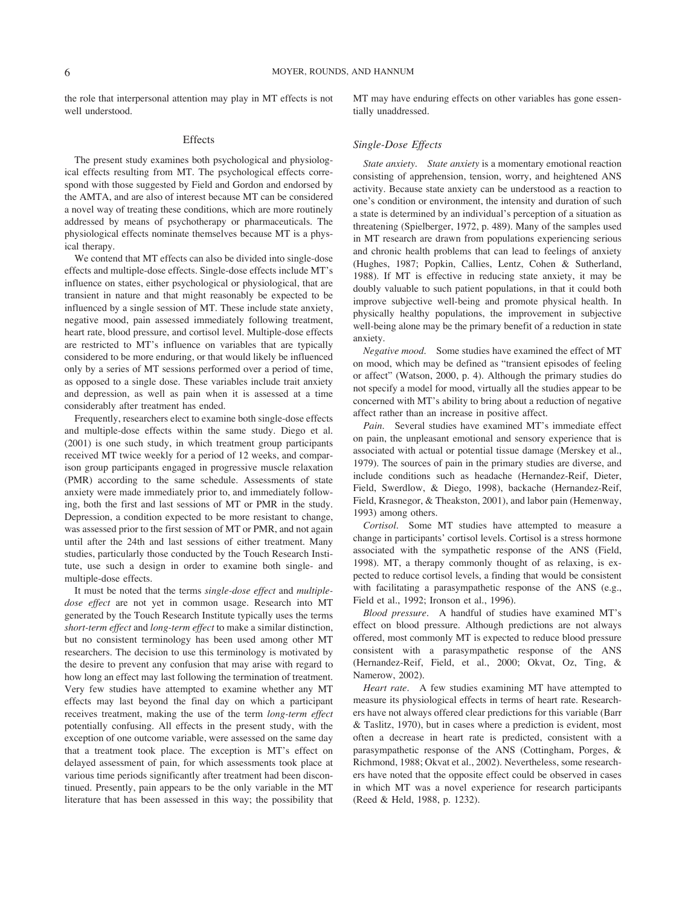the role that interpersonal attention may play in MT effects is not well understood.

## Effects

The present study examines both psychological and physiological effects resulting from MT. The psychological effects correspond with those suggested by Field and Gordon and endorsed by the AMTA, and are also of interest because MT can be considered a novel way of treating these conditions, which are more routinely addressed by means of psychotherapy or pharmaceuticals. The physiological effects nominate themselves because MT is a physical therapy.

We contend that MT effects can also be divided into single-dose effects and multiple-dose effects. Single-dose effects include MT's influence on states, either psychological or physiological, that are transient in nature and that might reasonably be expected to be influenced by a single session of MT. These include state anxiety, negative mood, pain assessed immediately following treatment, heart rate, blood pressure, and cortisol level. Multiple-dose effects are restricted to MT's influence on variables that are typically considered to be more enduring, or that would likely be influenced only by a series of MT sessions performed over a period of time, as opposed to a single dose. These variables include trait anxiety and depression, as well as pain when it is assessed at a time considerably after treatment has ended.

Frequently, researchers elect to examine both single-dose effects and multiple-dose effects within the same study. Diego et al. (2001) is one such study, in which treatment group participants received MT twice weekly for a period of 12 weeks, and comparison group participants engaged in progressive muscle relaxation (PMR) according to the same schedule. Assessments of state anxiety were made immediately prior to, and immediately following, both the first and last sessions of MT or PMR in the study. Depression, a condition expected to be more resistant to change, was assessed prior to the first session of MT or PMR, and not again until after the 24th and last sessions of either treatment. Many studies, particularly those conducted by the Touch Research Institute, use such a design in order to examine both single- and multiple-dose effects.

It must be noted that the terms *single-dose effect* and *multiple-dose effect* are not yet in common usage. Research into MT generated by the Touch Research Institute typically uses the terms *short-term effect* and *long-term effect* to make a similar distinction, but no consistent terminology has been used among other MT researchers. The decision to use this terminology is motivated by the desire to prevent any confusion that may arise with regard to how long an effect may last following the termination of treatment. Very few studies have attempted to examine whether any MT effects may last beyond the final day on which a participant receives treatment, making the use of the term *long-term effect* potentially confusing. All effects in the present study, with the exception of one outcome variable, were assessed on the same day that a treatment took place. The exception is MT's effect on delayed assessment of pain, for which assessments took place at various time periods significantly after treatment had been discontinued. Presently, pain appears to be the only variable in the MT literature that has been assessed in this way; the possibility that MT may have enduring effects on other variables has gone essentially unaddressed.

### Single-Dose Effects

*State anxiety.* *State anxiety* is a momentary emotional reaction consisting of apprehension, tension, worry, and heightened ANS activity. Because state anxiety can be understood as a reaction to one's condition or environment, the intensity and duration of such a state is determined by an individual's perception of a situation as threatening (Spielberger, 1972, p. 489). Many of the samples used in MT research are drawn from populations experiencing serious and chronic health problems that can lead to feelings of anxiety (Hughes, 1987; Popkin, Callies, Lentz, Cohen & Sutherland, 1988). If MT is effective in reducing state anxiety, it may be doubly valuable to such patient populations, in that it could both improve subjective well-being and promote physical health. In physically healthy populations, the improvement in subjective well-being alone may be the primary benefit of a reduction in state anxiety.

*Negative mood.* Some studies have examined the effect of MT on mood, which may be defined as "transient episodes of feeling or affect" (Watson, 2000, p. 4). Although the primary studies do not specify a model for mood, virtually all the studies appear to be concerned with MT's ability to bring about a reduction of negative affect rather than an increase in positive affect.

*Pain.* Several studies have examined MT's immediate effect on pain, the unpleasant emotional and sensory experience that is associated with actual or potential tissue damage (Merskey et al., 1979). The sources of pain in the primary studies are diverse, and include conditions such as headache (Hernandez-Reif, Dieter, Field, Swerdlow, & Diego, 1998), backache (Hernandez-Reif, Field, Krasnegor, & Theakston, 2001), and labor pain (Hemenway, 1993) among others.

*Cortisol.* Some MT studies have attempted to measure a change in participants' cortisol levels. Cortisol is a stress hormone associated with the sympathetic response of the ANS (Field, 1998). MT, a therapy commonly thought of as relaxing, is expected to reduce cortisol levels, a finding that would be consistent with facilitating a parasympathetic response of the ANS (e.g., Field et al., 1992; Ironson et al., 1996).

*Blood pressure.* A handful of studies have examined MT's effect on blood pressure. Although predictions are not always offered, most commonly MT is expected to reduce blood pressure consistent with a parasympathetic response of the ANS (Hernandez-Reif, Field, et al., 2000; Okvat, Oz, Ting, & Namerow, 2002).

*Heart rate.* A few studies examining MT have attempted to measure its physiological effects in terms of heart rate. Researchers have not always offered clear predictions for this variable (Barr & Taslitz, 1970), but in cases where a prediction is evident, most often a decrease in heart rate is predicted, consistent with a parasympathetic response of the ANS (Cottingham, Porges, & Richmond, 1988; Okvat et al., 2002). Nevertheless, some researchers have noted that the opposite effect could be observed in cases in which MT was a novel experience for research participants (Reed & Held, 1988, p. 1232).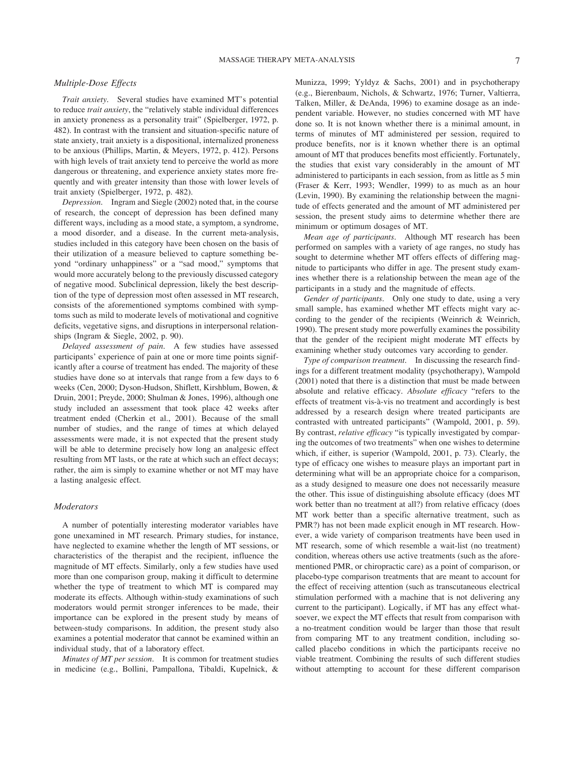### Multiple-Dose Effects

*Trait anxiety.* Several studies have examined MT's potential to reduce *trait anxiety*, the "relatively stable individual differences in anxiety proneness as a personality trait" (Spielberger, 1972, p. 482). In contrast with the transient and situation-specific nature of state anxiety, trait anxiety is a dispositional, internalized proneness to be anxious (Phillips, Martin, & Meyers, 1972, p. 412). Persons with high levels of trait anxiety tend to perceive the world as more dangerous or threatening, and experience anxiety states more frequently and with greater intensity than those with lower levels of trait anxiety (Spielberger, 1972, p. 482).

*Depression.* Ingram and Siegle (2002) noted that, in the course of research, the concept of depression has been defined many different ways, including as a mood state, a symptom, a syndrome, a mood disorder, and a disease. In the current meta-analysis, studies included in this category have been chosen on the basis of their utilization of a measure believed to capture something beyond "ordinary unhappiness" or a "sad mood," symptoms that would more accurately belong to the previously discussed category of negative mood. Subclinical depression, likely the best description of the type of depression most often assessed in MT research, consists of the aforementioned symptoms combined with symptoms such as mild to moderate levels of motivational and cognitive deficits, vegetative signs, and disruptions in interpersonal relationships (Ingram & Siegle, 2002, p. 90).

*Delayed assessment of pain.* A few studies have assessed participants' experience of pain at one or more time points significantly after a course of treatment has ended. The majority of these studies have done so at intervals that range from a few days to 6 weeks (Cen, 2000; Dyson-Hudson, Shiflett, Kirshblum, Bowen, & Druin, 2001; Preyde, 2000; Shulman & Jones, 1996), although one study included an assessment that took place 42 weeks after treatment ended (Cherkin et al., 2001). Because of the small number of studies, and the range of times at which delayed assessments were made, it is not expected that the present study will be able to determine precisely how long an analgesic effect resulting from MT lasts, or the rate at which such an effect decays; rather, the aim is simply to examine whether or not MT may have a lasting analgesic effect.

### Moderators

A number of potentially interesting moderator variables have gone unexamined in MT research. Primary studies, for instance, have neglected to examine whether the length of MT sessions, or characteristics of the therapist and the recipient, influence the magnitude of MT effects. Similarly, only a few studies have used more than one comparison group, making it difficult to determine whether the type of treatment to which MT is compared may moderate its effects. Although within-study examinations of such moderators would permit stronger inferences to be made, their importance can be explored in the present study by means of between-study comparisons. In addition, the present study also examines a potential moderator that cannot be examined within an individual study, that of a laboratory effect.

*Minutes of MT per session.* It is common for treatment studies in medicine (e.g., Bollini, Pampallona, Tibaldi, Kupelnick, & Munizza, 1999; Yyldyz & Sachs, 2001) and in psychotherapy (e.g., Bierenbaum, Nichols, & Schwartz, 1976; Turner, Valtierra, Talken, Miller, & DeAnda, 1996) to examine dosage as an independent variable. However, no studies concerned with MT have done so. It is not known whether there is a minimal amount, in terms of minutes of MT administered per session, required to produce benefits, nor is it known whether there is an optimal amount of MT that produces benefits most efficiently. Fortunately, the studies that exist vary considerably in the amount of MT administered to participants in each session, from as little as 5 min (Fraser & Kerr, 1993; Wendler, 1999) to as much as an hour (Levin, 1990). By examining the relationship between the magnitude of effects generated and the amount of MT administered per session, the present study aims to determine whether there are minimum or optimum dosages of MT.

*Mean age of participants.* Although MT research has been performed on samples with a variety of age ranges, no study has sought to determine whether MT offers effects of differing magnitude to participants who differ in age. The present study examines whether there is a relationship between the mean age of the participants in a study and the magnitude of effects.

*Gender of participants.* Only one study to date, using a very small sample, has examined whether MT effects might vary according to the gender of the recipients (Weinrich & Weinrich, 1990). The present study more powerfully examines the possibility that the gender of the recipient might moderate MT effects by examining whether study outcomes vary according to gender.

*Type of comparison treatment.* In discussing the research findings for a different treatment modality (psychotherapy), Wampold (2001) noted that there is a distinction that must be made between absolute and relative efficacy. *Absolute efficacy* "refers to the effects of treatment vis-à-vis no treatment and accordingly is best addressed by a research design where treated participants are contrasted with untreated participants" (Wampold, 2001, p. 59). By contrast, *relative efficacy* "is typically investigated by comparing the outcomes of two treatments" when one wishes to determine which, if either, is superior (Wampold, 2001, p. 73). Clearly, the type of efficacy one wishes to measure plays an important part in determining what will be an appropriate choice for a comparison, as a study designed to measure one does not necessarily measure the other. This issue of distinguishing absolute efficacy (does MT work better than no treatment at all?) from relative efficacy (does MT work better than a specific alternative treatment, such as PMR?) has not been made explicit enough in MT research. However, a wide variety of comparison treatments have been used in MT research, some of which resemble a wait-list (no treatment) condition, whereas others use active treatments (such as the aforementioned PMR, or chiropractic care) as a point of comparison, or placebo-type comparison treatments that are meant to account for the effect of receiving attention (such as transcutaneous electrical stimulation performed with a machine that is not delivering any current to the participant). Logically, if MT has any effect whatsoever, we expect the MT effects that result from comparison with a no-treatment condition would be larger than those that result from comparing MT to any treatment condition, including so-called placebo conditions in which the participants receive no viable treatment. Combining the results of such different studies without attempting to account for these different comparison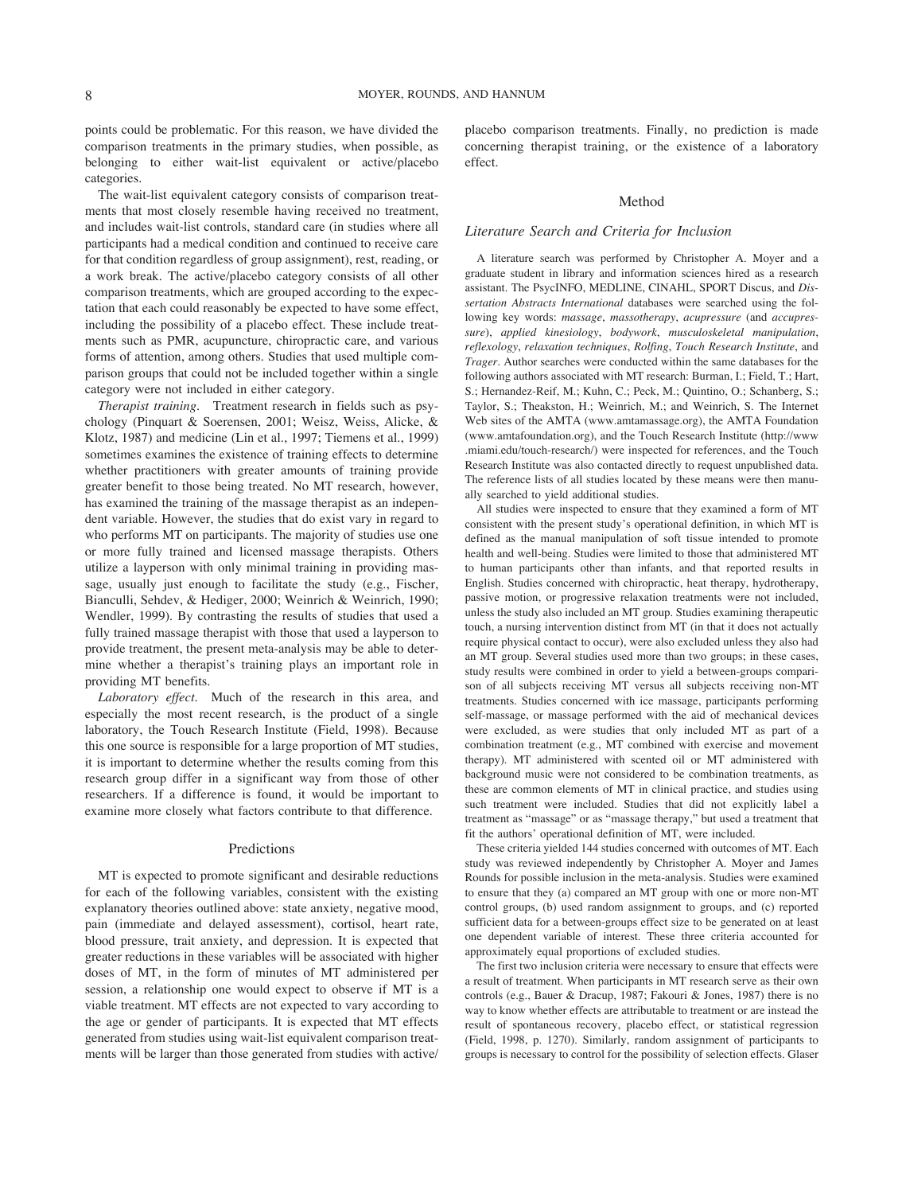points could be problematic. For this reason, we have divided the comparison treatments in the primary studies, when possible, as belonging to either wait-list equivalent or active/placebo categories.

The wait-list equivalent category consists of comparison treatments that most closely resemble having received no treatment, and includes wait-list controls, standard care (in studies where all participants had a medical condition and continued to receive care for that condition regardless of group assignment), rest, reading, or a work break. The active/placebo category consists of all other comparison treatments, which are grouped according to the expectation that each could reasonably be expected to have some effect, including the possibility of a placebo effect. These include treatments such as PMR, acupuncture, chiropractic care, and various forms of attention, among others. Studies that used multiple comparison groups that could not be included together within a single category were not included in either category.

*Therapist training.* Treatment research in fields such as psychology (Pinquart & Soerensen, 2001; Weisz, Weiss, Alicke, & Klotz, 1987) and medicine (Lin et al., 1997; Tiemens et al., 1999) sometimes examines the existence of training effects to determine whether practitioners with greater amounts of training provide greater benefit to those being treated. No MT research, however, has examined the training of the massage therapist as an independent variable. However, the studies that do exist vary in regard to who performs MT on participants. The majority of studies use one or more fully trained and licensed massage therapists. Others utilize a layperson with only minimal training in providing massage, usually just enough to facilitate the study (e.g., Fischer, Bianculli, Sehdev, & Hediger, 2000; Weinrich & Weinrich, 1990; Wendler, 1999). By contrasting the results of studies that used a fully trained massage therapist with those that used a layperson to provide treatment, the present meta-analysis may be able to determine whether a therapist's training plays an important role in providing MT benefits.

*Laboratory effect.* Much of the research in this area, and especially the most recent research, is the product of a single laboratory, the Touch Research Institute (Field, 1998). Because this one source is responsible for a large proportion of MT studies, it is important to determine whether the results coming from this research group differ in a significant way from those of other researchers. If a difference is found, it would be important to examine more closely what factors contribute to that difference.

## Predictions

MT is expected to promote significant and desirable reductions for each of the following variables, consistent with the existing explanatory theories outlined above: state anxiety, negative mood, pain (immediate and delayed assessment), cortisol, heart rate, blood pressure, trait anxiety, and depression. It is expected that greater reductions in these variables will be associated with higher doses of MT, in the form of minutes of MT administered per session, a relationship one would expect to observe if MT is a viable treatment. MT effects are not expected to vary according to the age or gender of participants. It is expected that MT effects generated from studies using wait-list equivalent comparison treatments will be larger than those generated from studies with active/placebo comparison treatments. Finally, no prediction is made concerning therapist training, or the existence of a laboratory effect.

## Method

### Literature Search and Criteria for Inclusion

A literature search was performed by Christopher A. Moyer and a graduate student in library and information sciences hired as a research assistant. The PsycINFO, MEDLINE, CINAHL, SPORT Discus, and *Dissertation Abstracts International* databases were searched using the following key words: *massage*, *massotherapy*, *acupressure* (and *accupressure*), *applied kinesiology*, *bodywork*, *musculoskeletal manipulation*, *reflexology*, *relaxation techniques*, *Rolfing*, *Touch Research Institute*, and *Trager*. Author searches were conducted within the same databases for the following authors associated with MT research: Burman, I.; Field, T.; Hart, S.; Hernandez-Reif, M.; Kuhn, C.; Peck, M.; Quintino, O.; Schanberg, S.; Taylor, S.; Theakston, H.; Weinrich, M.; and Weinrich, S. The Internet Web sites of the AMTA (www.amtamassage.org), the AMTA Foundation (www.amtafoundation.org), and the Touch Research Institute (http://www.miami.edu/touch-research/) were inspected for references, and the Touch Research Institute was also contacted directly to request unpublished data. The reference lists of all studies located by these means were then manually searched to yield additional studies.

All studies were inspected to ensure that they examined a form of MT consistent with the present study's operational definition, in which MT is defined as the manual manipulation of soft tissue intended to promote health and well-being. Studies were limited to those that administered MT to human participants other than infants, and that reported results in English. Studies concerned with chiropractic, heat therapy, hydrotherapy, passive motion, or progressive relaxation treatments were not included, unless the study also included an MT group. Studies examining therapeutic touch, a nursing intervention distinct from MT (in that it does not actually require physical contact to occur), were also excluded unless they also had an MT group. Several studies used more than two groups; in these cases, study results were combined in order to yield a between-groups comparison of all subjects receiving MT versus all subjects receiving non-MT treatments. Studies concerned with ice massage, participants performing self-massage, or massage performed with the aid of mechanical devices were excluded, as were studies that only included MT as part of a combination treatment (e.g., MT combined with exercise and movement therapy). MT administered with scented oil or MT administered with background music were not considered to be combination treatments, as these are common elements of MT in clinical practice, and studies using such treatment were included. Studies that did not explicitly label a treatment as "massage" or as "massage therapy," but used a treatment that fit the authors' operational definition of MT, were included.

These criteria yielded 144 studies concerned with outcomes of MT. Each study was reviewed independently by Christopher A. Moyer and James Rounds for possible inclusion in the meta-analysis. Studies were examined to ensure that they (a) compared an MT group with one or more non-MT control groups, (b) used random assignment to groups, and (c) reported sufficient data for a between-groups effect size to be generated on at least one dependent variable of interest. These three criteria accounted for approximately equal proportions of excluded studies.

The first two inclusion criteria were necessary to ensure that effects were a result of treatment. When participants in MT research serve as their own controls (e.g., Bauer & Dracup, 1987; Fakouri & Jones, 1987) there is no way to know whether effects are attributable to treatment or are instead the result of spontaneous recovery, placebo effect, or statistical regression (Field, 1998, p. 1270). Similarly, random assignment of participants to groups is necessary to control for the possibility of selection effects. Glaser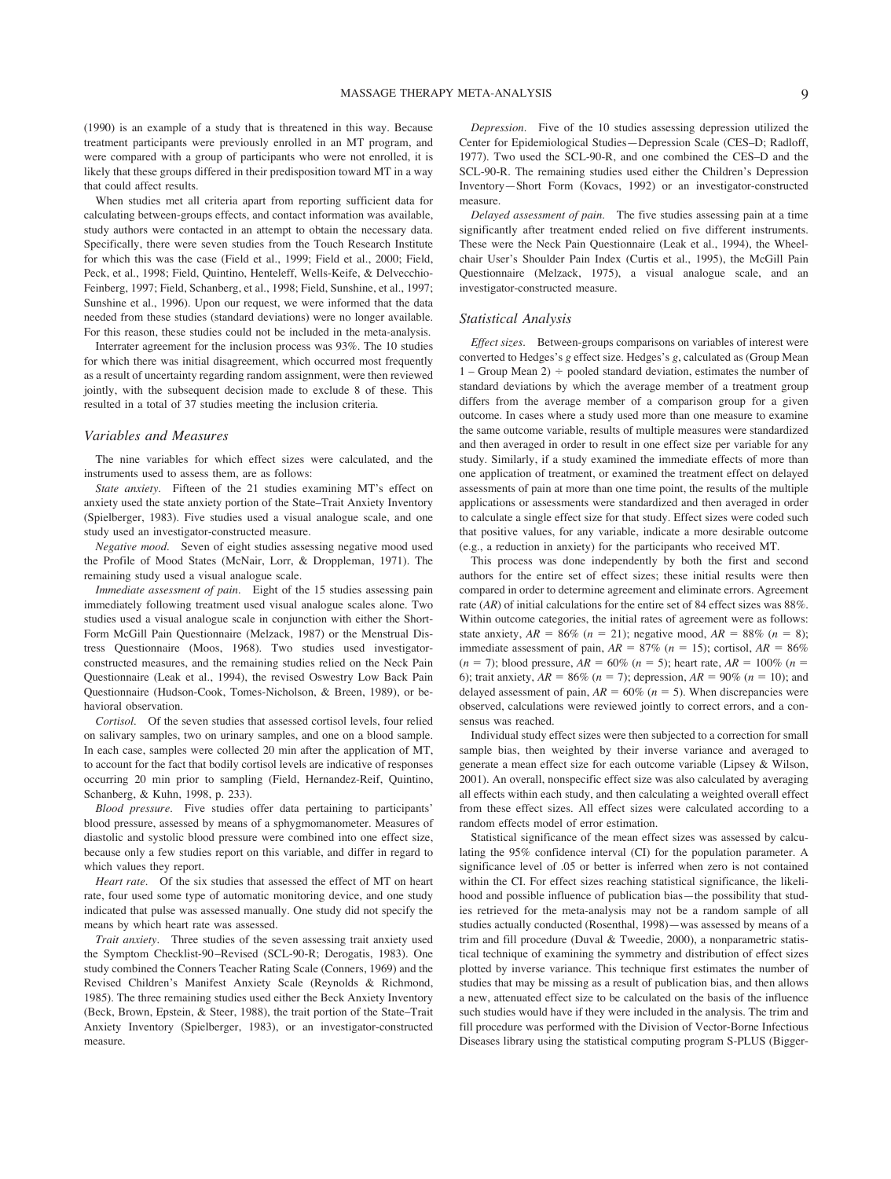(1990) is an example of a study that is threatened in this way. Because treatment participants were previously enrolled in an MT program, and were compared with a group of participants who were not enrolled, it is likely that these groups differed in their predisposition toward MT in a way that could affect results.

When studies met all criteria apart from reporting sufficient data for calculating between-groups effects, and contact information was available, study authors were contacted in an attempt to obtain the necessary data. Specifically, there were seven studies from the Touch Research Institute for which this was the case (Field et al., 1999; Field et al., 2000; Field, Peck, et al., 1998; Field, Quintino, Henteleff, Wells-Keife, & Delvecchio-Feinberg, 1997; Field, Schanberg, et al., 1998; Field, Sunshine, et al., 1997; Sunshine et al., 1996). Upon our request, we were informed that the data needed from these studies (standard deviations) were no longer available. For this reason, these studies could not be included in the meta-analysis.

Interrater agreement for the inclusion process was 93%. The 10 studies for which there was initial disagreement, which occurred most frequently as a result of uncertainty regarding random assignment, were then reviewed jointly, with the subsequent decision made to exclude 8 of these. This resulted in a total of 37 studies meeting the inclusion criteria.

## Variables and Measures

The nine variables for which effect sizes were calculated, and the instruments used to assess them, are as follows:

*State anxiety.* Fifteen of the 21 studies examining MT's effect on anxiety used the state anxiety portion of the State–Trait Anxiety Inventory (Spielberger, 1983). Five studies used a visual analogue scale, and one study used an investigator-constructed measure.

*Negative mood.* Seven of eight studies assessing negative mood used the Profile of Mood States (McNair, Lorr, & Droppleman, 1971). The remaining study used a visual analogue scale.

*Immediate assessment of pain.* Eight of the 15 studies assessing pain immediately following treatment used visual analogue scales alone. Two studies used a visual analogue scale in conjunction with either the Short-Form McGill Pain Questionnaire (Melzack, 1987) or the Menstrual Distress Questionnaire (Moos, 1968). Two studies used investigator-constructed measures, and the remaining studies relied on the Neck Pain Questionnaire (Leak et al., 1994), the revised Oswestry Low Back Pain Questionnaire (Hudson-Cook, Tomes-Nicholson, & Breen, 1989), or behavioral observation.

*Cortisol.* Of the seven studies that assessed cortisol levels, four relied on salivary samples, two on urinary samples, and one on a blood sample. In each case, samples were collected 20 min after the application of MT, to account for the fact that bodily cortisol levels are indicative of responses occurring 20 min prior to sampling (Field, Hernandez-Reif, Quintino, Schanberg, & Kuhn, 1998, p. 233).

*Blood pressure.* Five studies offer data pertaining to participants' blood pressure, assessed by means of a sphygmomanometer. Measures of diastolic and systolic blood pressure were combined into one effect size, because only a few studies report on this variable, and differ in regard to which values they report.

*Heart rate.* Of the six studies that assessed the effect of MT on heart rate, four used some type of automatic monitoring device, and one study indicated that pulse was assessed manually. One study did not specify the means by which heart rate was assessed.

*Trait anxiety.* Three studies of the seven assessing trait anxiety used the Symptom Checklist-90–Revised (SCL-90-R; Derogatis, 1983). One study combined the Conners Teacher Rating Scale (Conners, 1969) and the Revised Children's Manifest Anxiety Scale (Reynolds & Richmond, 1985). The three remaining studies used either the Beck Anxiety Inventory (Beck, Brown, Epstein, & Steer, 1988), the trait portion of the State–Trait Anxiety Inventory (Spielberger, 1983), or an investigator-constructed measure.

*Depression.* Five of the 10 studies assessing depression utilized the Center for Epidemiological Studies—Depression Scale (CES–D; Radloff, 1977). Two used the SCL-90-R, and one combined the CES–D and the SCL-90-R. The remaining studies used either the Children's Depression Inventory—Short Form (Kovacs, 1992) or an investigator-constructed measure.

*Delayed assessment of pain.* The five studies assessing pain at a time significantly after treatment ended relied on five different instruments. These were the Neck Pain Questionnaire (Leak et al., 1994), the Wheelchair User's Shoulder Pain Index (Curtis et al., 1995), the McGill Pain Questionnaire (Melzack, 1975), a visual analogue scale, and an investigator-constructed measure.

## Statistical Analysis

*Effect sizes.* Between-groups comparisons on variables of interest were converted to Hedges's $g$ effect size. Hedges's $g$, calculated as (Group Mean 1 – Group Mean 2) ÷ pooled standard deviation, estimates the number of standard deviations by which the average member of a treatment group differs from the average member of a comparison group for a given outcome. In cases where a study used more than one measure to examine the same outcome variable, results of multiple measures were standardized and then averaged in order to result in one effect size per variable for any study. Similarly, if a study examined the immediate effects of more than one application of treatment, or examined the treatment effect on delayed assessments of pain at more than one time point, the results of the multiple applications or assessments were standardized and then averaged in order to calculate a single effect size for that study. Effect sizes were coded such that positive values, for any variable, indicate a more desirable outcome (e.g., a reduction in anxiety) for the participants who received MT.

This process was done independently by both the first and second authors for the entire set of effect sizes; these initial results were then compared in order to determine agreement and eliminate errors. Agreement rate ($AR$) of initial calculations for the entire set of 84 effect sizes was 88%. Within outcome categories, the initial rates of agreement were as follows: state anxiety, $AR = 86\%$ ($n = 21$); negative mood, $AR = 88\%$ ($n = 8$); immediate assessment of pain, $AR = 87\%$ ($n = 15$); cortisol, $AR = 86\%$ ($n = 7$); blood pressure, $AR = 60\%$ ($n = 5$); heart rate, $AR = 100\%$ ($n = 6$); trait anxiety, $AR = 86\%$ ($n = 7$); depression, $AR = 90\%$ ($n = 10$); and delayed assessment of pain, $AR = 60\%$ ($n = 5$). When discrepancies were observed, calculations were reviewed jointly to correct errors, and a consensus was reached.

Individual study effect sizes were then subjected to a correction for small sample bias, then weighted by their inverse variance and averaged to generate a mean effect size for each outcome variable (Lipsey & Wilson, 2001). An overall, nonspecific effect size was also calculated by averaging all effects within each study, and then calculating a weighted overall effect from these effect sizes. All effect sizes were calculated according to a random effects model of error estimation.

Statistical significance of the mean effect sizes was assessed by calculating the 95% confidence interval (CI) for the population parameter. A significance level of .05 or better is inferred when zero is not contained within the CI. For effect sizes reaching statistical significance, the likelihood and possible influence of publication bias—the possibility that studies retrieved for the meta-analysis may not be a random sample of all studies actually conducted (Rosenthal, 1998)—was assessed by means of a trim and fill procedure (Duval & Tweedie, 2000), a nonparametric statistical technique of examining the symmetry and distribution of effect sizes plotted by inverse variance. This technique first estimates the number of studies that may be missing as a result of publication bias, and then allows a new, attenuated effect size to be calculated on the basis of the influence such studies would have if they were included in the analysis. The trim and fill procedure was performed with the Division of Vector-Borne Infectious Diseases library using the statistical computing program S-PLUS (Bigger-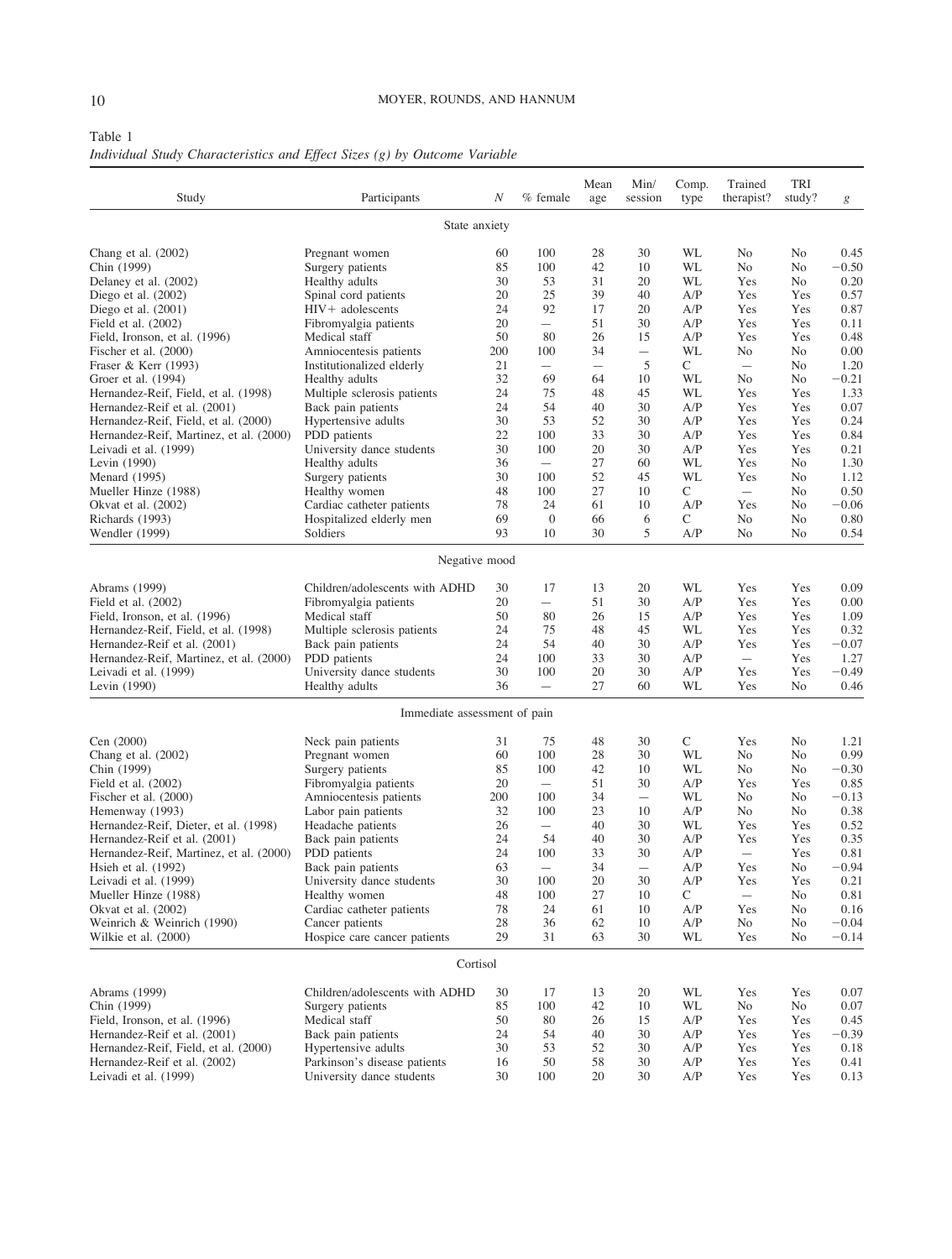Table 1
*Individual Study Characteristics and Effect Sizes (g) by Outcome Variable*

| Study | Participants | *N* | % female | Mean age | Min/ session | Comp. type | Trained therapist? | TRI study? | *g* |
|---|---|---|---|---|---|---|---|---|---|
| | | | State anxiety | | | | | | |
| Chang et al. (2002) | Pregnant women | 60 | 100 | 28 | 30 | WL | No | No | 0.45 |
| Chin (1999) | Surgery patients | 85 | 100 | 42 | 10 | WL | No | No | −0.50 |
| Delaney et al. (2002) | Healthy adults | 30 | 53 | 31 | 20 | WL | Yes | No | 0.20 |
| Diego et al. (2002) | Spinal cord patients | 20 | 25 | 39 | 40 | A/P | Yes | Yes | 0.57 |
| Diego et al. (2001) | HIV+ adolescents | 24 | 92 | 17 | 20 | A/P | Yes | Yes | 0.87 |
| Field et al. (2002) | Fibromyalgia patients | 20 | — | 51 | 30 | A/P | Yes | Yes | 0.11 |
| Field, Ironson, et al. (1996) | Medical staff | 50 | 80 | 26 | 15 | A/P | Yes | Yes | 0.48 |
| Fischer et al. (2000) | Amniocentesis patients | 200 | 100 | 34 | — | WL | No | No | 0.00 |
| Fraser & Kerr (1993) | Institutionalized elderly | 21 | — | — | 5 | C | — | No | 1.20 |
| Groer et al. (1994) | Healthy adults | 32 | 69 | 64 | 10 | WL | No | No | −0.21 |
| Hernandez-Reif, Field, et al. (1998) | Multiple sclerosis patients | 24 | 75 | 48 | 45 | WL | Yes | Yes | 1.33 |
| Hernandez-Reif et al. (2001) | Back pain patients | 24 | 54 | 40 | 30 | A/P | Yes | Yes | 0.07 |
| Hernandez-Reif, Field, et al. (2000) | Hypertensive adults | 30 | 53 | 52 | 30 | A/P | Yes | Yes | 0.24 |
| Hernandez-Reif, Martinez, et al. (2000) | PDD patients | 22 | 100 | 33 | 30 | A/P | Yes | Yes | 0.84 |
| Leivadi et al. (1999) | University dance students | 30 | 100 | 20 | 30 | A/P | Yes | Yes | 0.21 |
| Levin (1990) | Healthy adults | 36 | — | 27 | 60 | WL | Yes | No | 1.30 |
| Menard (1995) | Surgery patients | 30 | 100 | 52 | 45 | WL | Yes | No | 1.12 |
| Mueller Hinze (1988) | Healthy women | 48 | 100 | 27 | 10 | C | — | No | 0.50 |
| Okvat et al. (2002) | Cardiac catheter patients | 78 | 24 | 61 | 10 | A/P | Yes | No | −0.06 |
| Richards (1993) | Hospitalized elderly men | 69 | 0 | 66 | 6 | C | No | No | 0.80 |
| Wendler (1999) | Soldiers | 93 | 10 | 30 | 5 | A/P | No | No | 0.54 |
| | | | Negative mood | | | | | | |
| Abrams (1999) | Children/adolescents with ADHD | 30 | 17 | 13 | 20 | WL | Yes | Yes | 0.09 |
| Field et al. (2002) | Fibromyalgia patients | 20 | — | 51 | 30 | A/P | Yes | Yes | 0.00 |
| Field, Ironson, et al. (1996) | Medical staff | 50 | 80 | 26 | 15 | A/P | Yes | Yes | 1.09 |
| Hernandez-Reif, Field, et al. (1998) | Multiple sclerosis patients | 24 | 75 | 48 | 45 | WL | Yes | Yes | 0.32 |
| Hernandez-Reif et al. (2001) | Back pain patients | 24 | 54 | 40 | 30 | A/P | Yes | Yes | −0.07 |
| Hernandez-Reif, Martinez, et al. (2000) | PDD patients | 24 | 100 | 33 | 30 | A/P | — | Yes | 1.27 |
| Leivadi et al. (1999) | University dance students | 30 | 100 | 20 | 30 | A/P | Yes | Yes | −0.49 |
| Levin (1990) | Healthy adults | 36 | — | 27 | 60 | WL | Yes | No | 0.46 |
| | | | Immediate assessment of pain | | | | | | |
| Cen (2000) | Neck pain patients | 31 | 75 | 48 | 30 | C | Yes | No | 1.21 |
| Chang et al. (2002) | Pregnant women | 60 | 100 | 28 | 30 | WL | No | No | 0.99 |
| Chin (1999) | Surgery patients | 85 | 100 | 42 | 10 | WL | No | No | −0.30 |
| Field et al. (2002) | Fibromyalgia patients | 20 | — | 51 | 30 | A/P | Yes | Yes | 0.85 |
| Fischer et al. (2000) | Amniocentesis patients | 200 | 100 | 34 | — | WL | No | No | −0.13 |
| Hemenway (1993) | Labor pain patients | 32 | 100 | 23 | 10 | A/P | No | No | 0.38 |
| Hernandez-Reif, Dieter, et al. (1998) | Headache patients | 26 | — | 40 | 30 | WL | Yes | Yes | 0.52 |
| Hernandez-Reif et al. (2001) | Back pain patients | 24 | 54 | 40 | 30 | A/P | Yes | Yes | 0.35 |
| Hernandez-Reif, Martinez, et al. (2000) | PDD patients | 24 | 100 | 33 | 30 | A/P | — | Yes | 0.81 |
| Hsieh et al. (1992) | Back pain patients | 63 | — | 34 | — | A/P | Yes | No | −0.94 |
| Leivadi et al. (1999) | University dance students | 30 | 100 | 20 | 30 | A/P | Yes | Yes | 0.21 |
| Mueller Hinze (1988) | Healthy women | 48 | 100 | 27 | 10 | C | — | No | 0.81 |
| Okvat et al. (2002) | Cardiac catheter patients | 78 | 24 | 61 | 10 | A/P | Yes | No | 0.16 |
| Weinrich & Weinrich (1990) | Cancer patients | 28 | 36 | 62 | 10 | A/P | No | No | −0.04 |
| Wilkie et al. (2000) | Hospice care cancer patients | 29 | 31 | 63 | 30 | WL | Yes | No | −0.14 |
| | | | Cortisol | | | | | | |
| Abrams (1999) | Children/adolescents with ADHD | 30 | 17 | 13 | 20 | WL | Yes | Yes | 0.07 |
| Chin (1999) | Surgery patients | 85 | 100 | 42 | 10 | WL | No | No | 0.07 |
| Field, Ironson, et al. (1996) | Medical staff | 50 | 80 | 26 | 15 | A/P | Yes | Yes | 0.45 |
| Hernandez-Reif et al. (2001) | Back pain patients | 24 | 54 | 40 | 30 | A/P | Yes | Yes | −0.39 |
| Hernandez-Reif, Field, et al. (2000) | Hypertensive adults | 30 | 53 | 52 | 30 | A/P | Yes | Yes | 0.18 |
| Hernandez-Reif et al. (2002) | Parkinson's disease patients | 16 | 50 | 58 | 30 | A/P | Yes | Yes | 0.41 |
| Leivadi et al. (1999) | University dance students | 30 | 100 | 20 | 30 | A/P | Yes | Yes | 0.13 |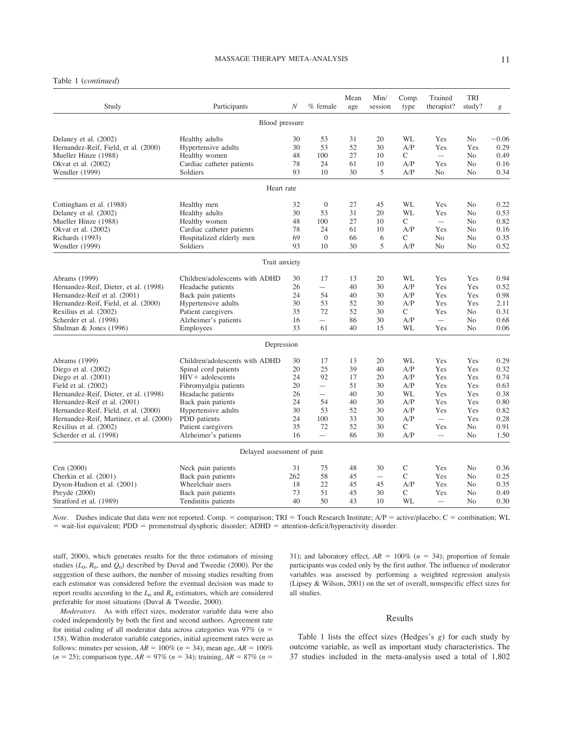Table 1 (*continued*)

| Study | Participants | $N$ | % female | Mean age | Min/session | Comp. type | Trained therapist? | TRI study? | $g$ |
|---|---|---|---|---|---|---|---|---|---|
| Blood pressure | | | | | | | | | |
| Delaney et al. (2002) | Healthy adults | 30 | 53 | 31 | 20 | WL | Yes | No | −0.06 |
| Hernandez-Reif, Field, et al. (2000) | Hypertensive adults | 30 | 53 | 52 | 30 | A/P | Yes | Yes | 0.29 |
| Mueller Hinze (1988) | Healthy women | 48 | 100 | 27 | 10 | C | — | No | 0.49 |
| Okvat et al. (2002) | Cardiac catheter patients | 78 | 24 | 61 | 10 | A/P | Yes | No | 0.16 |
| Wendler (1999) | Soldiers | 93 | 10 | 30 | 5 | A/P | No | No | 0.34 |
| Heart rate | | | | | | | | | |
| Cottingham et al. (1988) | Healthy men | 32 | 0 | 27 | 45 | WL | Yes | No | 0.22 |
| Delaney et al. (2002) | Healthy adults | 30 | 53 | 31 | 20 | WL | Yes | No | 0.53 |
| Mueller Hinze (1988) | Healthy women | 48 | 100 | 27 | 10 | C | — | No | 0.82 |
| Okvat et al. (2002) | Cardiac catheter patients | 78 | 24 | 61 | 10 | A/P | Yes | No | 0.16 |
| Richards (1993) | Hospitalized elderly men | 69 | 0 | 66 | 6 | C | No | No | 0.35 |
| Wendler (1999) | Soldiers | 93 | 10 | 30 | 5 | A/P | No | No | 0.52 |
| Trait anxiety | | | | | | | | | |
| Abrams (1999) | Children/adolescents with ADHD | 30 | 17 | 13 | 20 | WL | Yes | Yes | 0.94 |
| Hernandez-Reif, Dieter, et al. (1998) | Headache patients | 26 | — | 40 | 30 | A/P | Yes | Yes | 0.52 |
| Hernandez-Reif et al. (2001) | Back pain patients | 24 | 54 | 40 | 30 | A/P | Yes | Yes | 0.98 |
| Hernandez-Reif, Field, et al. (2000) | Hypertensive adults | 30 | 53 | 52 | 30 | A/P | Yes | Yes | 2.11 |
| Rexilius et al. (2002) | Patient caregivers | 35 | 72 | 52 | 30 | C | Yes | No | 0.31 |
| Scherder et al. (1998) | Alzheimer's patients | 16 | — | 86 | 30 | A/P | — | No | 0.68 |
| Shulman & Jones (1996) | Employees | 33 | 61 | 40 | 15 | WL | Yes | No | 0.06 |
| Depression | | | | | | | | | |
| Abrams (1999) | Children/adolescents with ADHD | 30 | 17 | 13 | 20 | WL | Yes | Yes | 0.29 |
| Diego et al. (2002) | Spinal cord patients | 20 | 25 | 39 | 40 | A/P | Yes | Yes | 0.32 |
| Diego et al. (2001) | HIV+ adolescents | 24 | 92 | 17 | 20 | A/P | Yes | Yes | 0.74 |
| Field et al. (2002) | Fibromyalgia patients | 20 | — | 51 | 30 | A/P | Yes | Yes | 0.63 |
| Hernandez-Reif, Dieter, et al. (1998) | Headache patients | 26 | — | 40 | 30 | WL | Yes | Yes | 0.38 |
| Hernandez-Reif et al. (2001) | Back pain patients | 24 | 54 | 40 | 30 | A/P | Yes | Yes | 0.80 |
| Hernandez-Reif, Field, et al. (2000) | Hypertensive adults | 30 | 53 | 52 | 30 | A/P | Yes | Yes | 0.82 |
| Hernandez-Reif, Martinez, et al. (2000) | PDD patients | 24 | 100 | 33 | 30 | A/P | — | Yes | 0.28 |
| Rexilius et al. (2002) | Patient caregivers | 35 | 72 | 52 | 30 | C | Yes | No | 0.91 |
| Scherder et al. (1998) | Alzheimer's patients | 16 | — | 86 | 30 | A/P | — | No | 1.50 |
| Delayed assessment of pain | | | | | | | | | |
| Cen (2000) | Neck pain patients | 31 | 75 | 48 | 30 | C | Yes | No | 0.36 |
| Cherkin et al. (2001) | Back pain patients | 262 | 58 | 45 | — | C | Yes | No | 0.25 |
| Dyson-Hudson et al. (2001) | Wheelchair users | 18 | 22 | 45 | 45 | A/P | Yes | No | 0.35 |
| Preyde (2000) | Back pain patients | 73 | 51 | 45 | 30 | C | Yes | No | 0.49 |
| Stratford et al. (1989) | Tendinitis patients | 40 | 50 | 43 | 10 | WL | — | No | 0.30 |

*Note*. Dashes indicate that data were not reported. Comp. = comparison; TRI = Touch Research Institute; A/P = active/placebo; C = combination; WL = wait-list equivalent; PDD = premenstrual dysphoric disorder; ADHD = attention-deficit/hyperactivity disorder.

staff, 2000), which generates results for the three estimators of missing studies ($L_0$, $R_0$, and $Q_0$) described by Duval and Tweedie (2000). Per the suggestion of these authors, the number of missing studies resulting from each estimator was considered before the eventual decision was made to report results according to the $L_0$ and $R_0$ estimators, which are considered preferable for most situations (Duval & Tweedie, 2000).

*Moderators*. As with effect sizes, moderator variable data were also coded independently by both the first and second authors. Agreement rate for initial coding of all moderator data across categories was 97% ($n$ = 158). Within moderator variable categories, initial agreement rates were as follows: minutes per session, $AR$ = 100% ($n$ = 34); mean age, $AR$ = 100% ($n$ = 25); comparison type, $AR$ = 97% ($n$ = 34); training, $AR$ = 87% ($n$ = 31); and laboratory effect, $AR$ = 100% ($n$ = 34); proportion of female participants was coded only by the first author. The influence of moderator variables was assessed by performing a weighted regression analysis (Lipsey & Wilson, 2001) on the set of overall, nonspecific effect sizes for all studies.

## Results

Table 1 lists the effect sizes (Hedges's $g$) for each study by outcome variable, as well as important study characteristics. The 37 studies included in the meta-analysis used a total of 1,802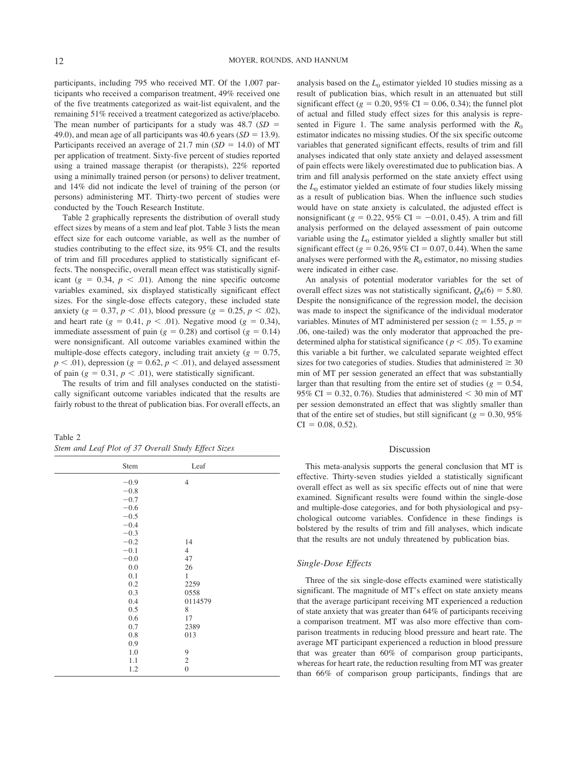participants, including 795 who received MT. Of the 1,007 participants who received a comparison treatment, 49% received one of the five treatments categorized as wait-list equivalent, and the remaining 51% received a treatment categorized as active/placebo. The mean number of participants for a study was 48.7 ($SD$ = 49.0), and mean age of all participants was 40.6 years ($SD$ = 13.9). Participants received an average of 21.7 min ($SD$ = 14.0) of MT per application of treatment. Sixty-five percent of studies reported using a trained massage therapist (or therapists), 22% reported using a minimally trained person (or persons) to deliver treatment, and 14% did not indicate the level of training of the person (or persons) administering MT. Thirty-two percent of studies were conducted by the Touch Research Institute.

Table 2 graphically represents the distribution of overall study effect sizes by means of a stem and leaf plot. Table 3 lists the mean effect size for each outcome variable, as well as the number of studies contributing to the effect size, its 95% CI, and the results of trim and fill procedures applied to statistically significant effects. The nonspecific, overall mean effect was statistically significant ($g$ = 0.34, $p$ < .01). Among the nine specific outcome variables examined, six displayed statistically significant effect sizes. For the single-dose effects category, these included state anxiety ($g$ = 0.37, $p$ < .01), blood pressure ($g$ = 0.25, $p$ < .02), and heart rate ($g$ = 0.41, $p$ < .01). Negative mood ($g$ = 0.34), immediate assessment of pain ($g$ = 0.28) and cortisol ($g$ = 0.14) were nonsignificant. All outcome variables examined within the multiple-dose effects category, including trait anxiety ($g$ = 0.75, $p$ < .01), depression ($g$ = 0.62, $p$ < .01), and delayed assessment of pain ($g$ = 0.31, $p$ < .01), were statistically significant.

The results of trim and fill analyses conducted on the statistically significant outcome variables indicated that the results are fairly robust to the threat of publication bias. For overall effects, an analysis based on the $L_0$ estimator yielded 10 studies missing as a result of publication bias, which result in an attenuated but still significant effect ($g$ = 0.20, 95% CI = 0.06, 0.34); the funnel plot of actual and filled study effect sizes for this analysis is represented in Figure 1. The same analysis performed with the $R_0$ estimator indicates no missing studies. Of the six specific outcome variables that generated significant effects, results of trim and fill analyses indicated that only state anxiety and delayed assessment of pain effects were likely overestimated due to publication bias. A trim and fill analysis performed on the state anxiety effect using the $L_0$ estimator yielded an estimate of four studies likely missing as a result of publication bias. When the influence such studies would have on state anxiety is calculated, the adjusted effect is nonsignificant ($g$ = 0.22, 95% CI = −0.01, 0.45). A trim and fill analysis performed on the delayed assessment of pain outcome variable using the $L_0$ estimator yielded a slightly smaller but still significant effect ($g$ = 0.26, 95% CI = 0.07, 0.44). When the same analyses were performed with the $R_0$ estimator, no missing studies were indicated in either case.

An analysis of potential moderator variables for the set of overall effect sizes was not statistically significant, $Q_R(6)$ = 5.80. Despite the nonsignificance of the regression model, the decision was made to inspect the significance of the individual moderator variables. Minutes of MT administered per session ($z$ = 1.55, $p$ = .06, one-tailed) was the only moderator that approached the predetermined alpha for statistical significance ($p$ < .05). To examine this variable a bit further, we calculated separate weighted effect sizes for two categories of studies. Studies that administered ≥ 30 min of MT per session generated an effect that was substantially larger than that resulting from the entire set of studies ($g$ = 0.54, 95% CI = 0.32, 0.76). Studies that administered < 30 min of MT per session demonstrated an effect that was slightly smaller than that of the entire set of studies, but still significant ($g$ = 0.30, 95% CI = 0.08, 0.52).

Table 2
*Stem and Leaf Plot of 37 Overall Study Effect Sizes*

| Stem | Leaf |
|---|---|
| −0.9 | 4 |
| −0.8 | |
| −0.7 | |
| −0.6 | |
| −0.5 | |
| −0.4 | |
| −0.3 | |
| −0.2 | 14 |
| −0.1 | 4 |
| −0.0 | 47 |
| 0.0 | 26 |
| 0.1 | 1 |
| 0.2 | 2259 |
| 0.3 | 0558 |
| 0.4 | 0114579 |
| 0.5 | 8 |
| 0.6 | 17 |
| 0.7 | 2389 |
| 0.8 | 013 |
| 0.9 | |
| 1.0 | 9 |
| 1.1 | 2 |
| 1.2 | 0 |

## Discussion

This meta-analysis supports the general conclusion that MT is effective. Thirty-seven studies yielded a statistically significant overall effect as well as six specific effects out of nine that were examined. Significant results were found within the single-dose and multiple-dose categories, and for both physiological and psychological outcome variables. Confidence in these findings is bolstered by the results of trim and fill analyses, which indicate that the results are not unduly threatened by publication bias.

### *Single-Dose Effects*

Three of the six single-dose effects examined were statistically significant. The magnitude of MT's effect on state anxiety means that the average participant receiving MT experienced a reduction of state anxiety that was greater than 64% of participants receiving a comparison treatment. MT was also more effective than comparison treatments in reducing blood pressure and heart rate. The average MT participant experienced a reduction in blood pressure that was greater than 60% of comparison group participants, whereas for heart rate, the reduction resulting from MT was greater than 66% of comparison group participants, findings that are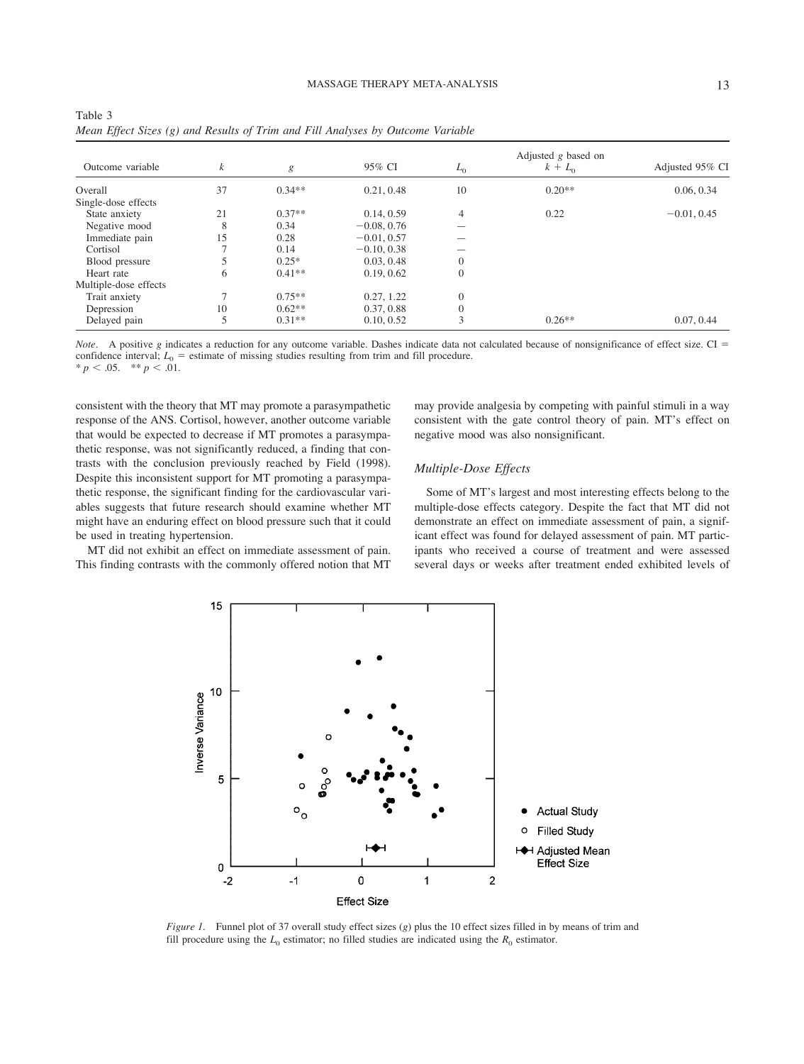Table 3
*Mean Effect Sizes (g) and Results of Trim and Fill Analyses by Outcome Variable*

| Outcome variable | $k$ | $g$ | 95% CI | $L_0$ | Adjusted $g$ based on $k + L_0$ | Adjusted 95% CI |
|---|---|---|---|---|---|---|
| Overall | 37 | 0.34** | 0.21, 0.48 | 10 | 0.20** | 0.06, 0.34 |
| Single-dose effects | | | | | | |
| State anxiety | 21 | 0.37** | 0.14, 0.59 | 4 | 0.22 | −0.01, 0.45 |
| Negative mood | 8 | 0.34 | −0.08, 0.76 | — | | |
| Immediate pain | 15 | 0.28 | −0.01, 0.57 | — | | |
| Cortisol | 7 | 0.14 | −0.10, 0.38 | — | | |
| Blood pressure | 5 | 0.25* | 0.03, 0.48 | 0 | | |
| Heart rate | 6 | 0.41** | 0.19, 0.62 | 0 | | |
| Multiple-dose effects | | | | | | |
| Trait anxiety | 7 | 0.75** | 0.27, 1.22 | 0 | | |
| Depression | 10 | 0.62** | 0.37, 0.88 | 0 | | |
| Delayed pain | 5 | 0.31** | 0.10, 0.52 | 3 | 0.26** | 0.07, 0.44 |

*Note*. A positive $g$ indicates a reduction for any outcome variable. Dashes indicate data not calculated because of nonsignificance of effect size. CI = confidence interval; $L_0$ = estimate of missing studies resulting from trim and fill procedure.
* $p < .05$. ** $p < .01$.

consistent with the theory that MT may promote a parasympathetic response of the ANS. Cortisol, however, another outcome variable that would be expected to decrease if MT promotes a parasympathetic response, was not significantly reduced, a finding that contrasts with the conclusion previously reached by Field (1998). Despite this inconsistent support for MT promoting a parasympathetic response, the significant finding for the cardiovascular variables suggests that future research should examine whether MT might have an enduring effect on blood pressure such that it could be used in treating hypertension.

MT did not exhibit an effect on immediate assessment of pain. This finding contrasts with the commonly offered notion that MT may provide analgesia by competing with painful stimuli in a way consistent with the gate control theory of pain. MT's effect on negative mood was also nonsignificant.

### *Multiple-Dose Effects*

Some of MT's largest and most interesting effects belong to the multiple-dose effects category. Despite the fact that MT did not demonstrate an effect on immediate assessment of pain, a significant effect was found for delayed assessment of pain. MT participants who received a course of treatment and were assessed several days or weeks after treatment ended exhibited levels of

*Figure 1*. Funnel plot of 37 overall study effect sizes ($g$) plus the 10 effect sizes filled in by means of trim and fill procedure using the $L_0$ estimator; no filled studies are indicated using the $R_0$ estimator.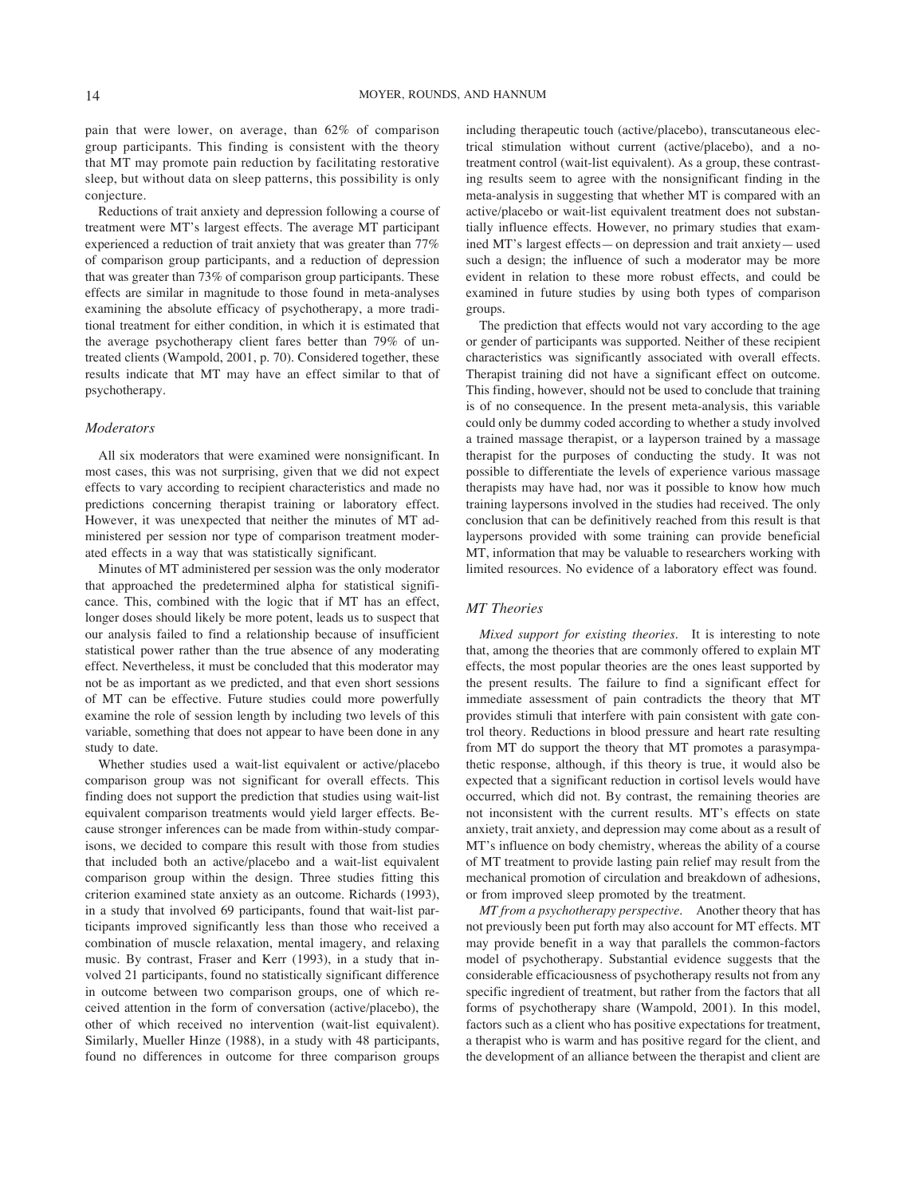pain that were lower, on average, than 62% of comparison group participants. This finding is consistent with the theory that MT may promote pain reduction by facilitating restorative sleep, but without data on sleep patterns, this possibility is only conjecture.

Reductions of trait anxiety and depression following a course of treatment were MT's largest effects. The average MT participant experienced a reduction of trait anxiety that was greater than 77% of comparison group participants, and a reduction of depression that was greater than 73% of comparison group participants. These effects are similar in magnitude to those found in meta-analyses examining the absolute efficacy of psychotherapy, a more traditional treatment for either condition, in which it is estimated that the average psychotherapy client fares better than 79% of untreated clients (Wampold, 2001, p. 70). Considered together, these results indicate that MT may have an effect similar to that of psychotherapy.

### *Moderators*

All six moderators that were examined were nonsignificant. In most cases, this was not surprising, given that we did not expect effects to vary according to recipient characteristics and made no predictions concerning therapist training or laboratory effect. However, it was unexpected that neither the minutes of MT administered per session nor type of comparison treatment moderated effects in a way that was statistically significant.

Minutes of MT administered per session was the only moderator that approached the predetermined alpha for statistical significance. This, combined with the logic that if MT has an effect, longer doses should likely be more potent, leads us to suspect that our analysis failed to find a relationship because of insufficient statistical power rather than the true absence of any moderating effect. Nevertheless, it must be concluded that this moderator may not be as important as we predicted, and that even short sessions of MT can be effective. Future studies could more powerfully examine the role of session length by including two levels of this variable, something that does not appear to have been done in any study to date.

Whether studies used a wait-list equivalent or active/placebo comparison group was not significant for overall effects. This finding does not support the prediction that studies using wait-list equivalent comparison treatments would yield larger effects. Because stronger inferences can be made from within-study comparisons, we decided to compare this result with those from studies that included both an active/placebo and a wait-list equivalent comparison group within the design. Three studies fitting this criterion examined state anxiety as an outcome. Richards (1993), in a study that involved 69 participants, found that wait-list participants improved significantly less than those who received a combination of muscle relaxation, mental imagery, and relaxing music. By contrast, Fraser and Kerr (1993), in a study that involved 21 participants, found no statistically significant difference in outcome between two comparison groups, one of which received attention in the form of conversation (active/placebo), the other of which received no intervention (wait-list equivalent). Similarly, Mueller Hinze (1988), in a study with 48 participants, found no differences in outcome for three comparison groups including therapeutic touch (active/placebo), transcutaneous electrical stimulation without current (active/placebo), and a no-treatment control (wait-list equivalent). As a group, these contrasting results seem to agree with the nonsignificant finding in the meta-analysis in suggesting that whether MT is compared with an active/placebo or wait-list equivalent treatment does not substantially influence effects. However, no primary studies that examined MT's largest effects— on depression and trait anxiety— used such a design; the influence of such a moderator may be more evident in relation to these more robust effects, and could be examined in future studies by using both types of comparison groups.

The prediction that effects would not vary according to the age or gender of participants was supported. Neither of these recipient characteristics was significantly associated with overall effects. Therapist training did not have a significant effect on outcome. This finding, however, should not be used to conclude that training is of no consequence. In the present meta-analysis, this variable could only be dummy coded according to whether a study involved a trained massage therapist, or a layperson trained by a massage therapist for the purposes of conducting the study. It was not possible to differentiate the levels of experience various massage therapists may have had, nor was it possible to know how much training laypersons involved in the studies had received. The only conclusion that can be definitively reached from this result is that laypersons provided with some training can provide beneficial MT, information that may be valuable to researchers working with limited resources. No evidence of a laboratory effect was found.

### *MT Theories*

*Mixed support for existing theories.* It is interesting to note that, among the theories that are commonly offered to explain MT effects, the most popular theories are the ones least supported by the present results. The failure to find a significant effect for immediate assessment of pain contradicts the theory that MT provides stimuli that interfere with pain consistent with gate control theory. Reductions in blood pressure and heart rate resulting from MT do support the theory that MT promotes a parasympathetic response, although, if this theory is true, it would also be expected that a significant reduction in cortisol levels would have occurred, which did not. By contrast, the remaining theories are not inconsistent with the current results. MT's effects on state anxiety, trait anxiety, and depression may come about as a result of MT's influence on body chemistry, whereas the ability of a course of MT treatment to provide lasting pain relief may result from the mechanical promotion of circulation and breakdown of adhesions, or from improved sleep promoted by the treatment.

*MT from a psychotherapy perspective.* Another theory that has not previously been put forth may also account for MT effects. MT may provide benefit in a way that parallels the common-factors model of psychotherapy. Substantial evidence suggests that the considerable efficaciousness of psychotherapy results not from any specific ingredient of treatment, but rather from the factors that all forms of psychotherapy share (Wampold, 2001). In this model, factors such as a client who has positive expectations for treatment, a therapist who is warm and has positive regard for the client, and the development of an alliance between the therapist and client are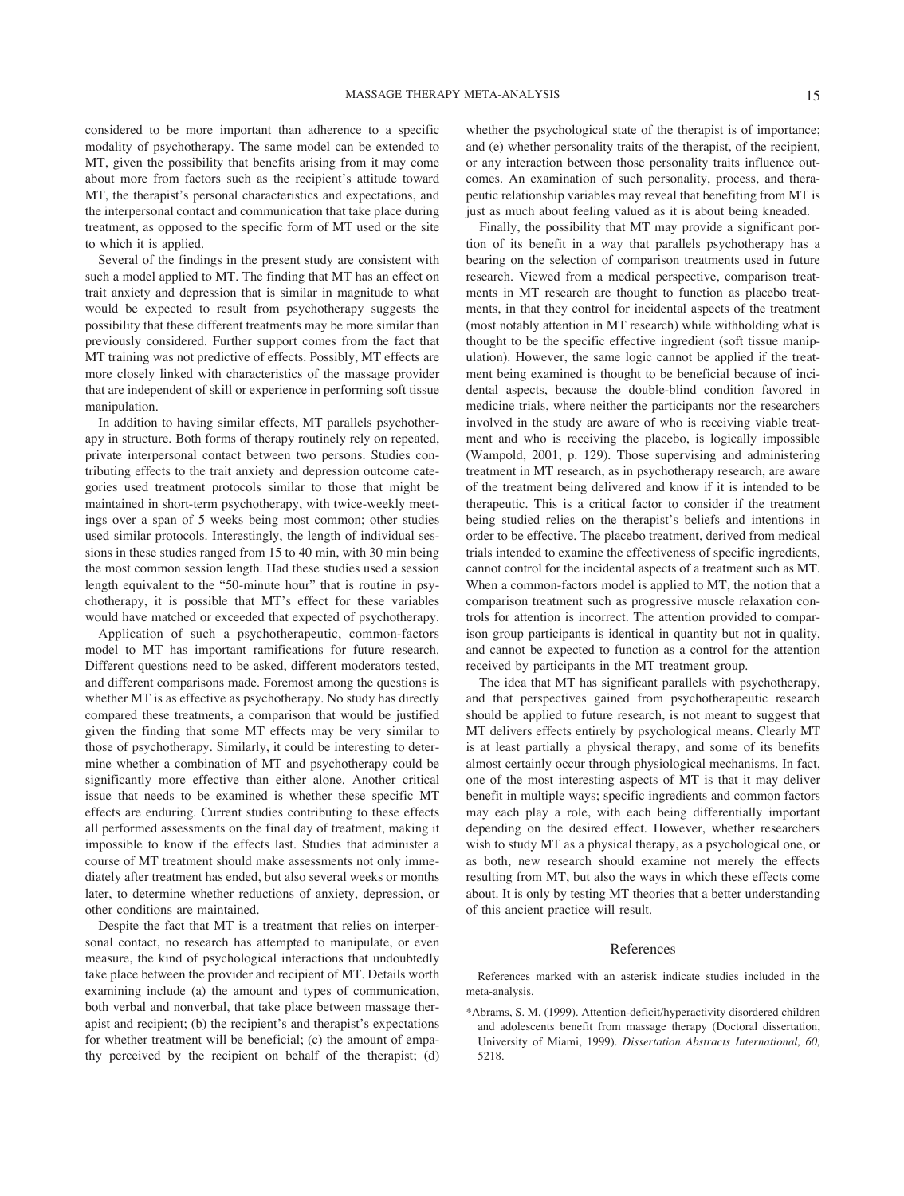considered to be more important than adherence to a specific modality of psychotherapy. The same model can be extended to MT, given the possibility that benefits arising from it may come about more from factors such as the recipient's attitude toward MT, the therapist's personal characteristics and expectations, and the interpersonal contact and communication that take place during treatment, as opposed to the specific form of MT used or the site to which it is applied.

Several of the findings in the present study are consistent with such a model applied to MT. The finding that MT has an effect on trait anxiety and depression that is similar in magnitude to what would be expected to result from psychotherapy suggests the possibility that these different treatments may be more similar than previously considered. Further support comes from the fact that MT training was not predictive of effects. Possibly, MT effects are more closely linked with characteristics of the massage provider that are independent of skill or experience in performing soft tissue manipulation.

In addition to having similar effects, MT parallels psychotherapy in structure. Both forms of therapy routinely rely on repeated, private interpersonal contact between two persons. Studies contributing effects to the trait anxiety and depression outcome categories used treatment protocols similar to those that might be maintained in short-term psychotherapy, with twice-weekly meetings over a span of 5 weeks being most common; other studies used similar protocols. Interestingly, the length of individual sessions in these studies ranged from 15 to 40 min, with 30 min being the most common session length. Had these studies used a session length equivalent to the "50-minute hour" that is routine in psychotherapy, it is possible that MT's effect for these variables would have matched or exceeded that expected of psychotherapy.

Application of such a psychotherapeutic, common-factors model to MT has important ramifications for future research. Different questions need to be asked, different moderators tested, and different comparisons made. Foremost among the questions is whether MT is as effective as psychotherapy. No study has directly compared these treatments, a comparison that would be justified given the finding that some MT effects may be very similar to those of psychotherapy. Similarly, it could be interesting to determine whether a combination of MT and psychotherapy could be significantly more effective than either alone. Another critical issue that needs to be examined is whether these specific MT effects are enduring. Current studies contributing to these effects all performed assessments on the final day of treatment, making it impossible to know if the effects last. Studies that administer a course of MT treatment should make assessments not only immediately after treatment has ended, but also several weeks or months later, to determine whether reductions of anxiety, depression, or other conditions are maintained.

Despite the fact that MT is a treatment that relies on interpersonal contact, no research has attempted to manipulate, or even measure, the kind of psychological interactions that undoubtedly take place between the provider and recipient of MT. Details worth examining include (a) the amount and types of communication, both verbal and nonverbal, that take place between massage therapist and recipient; (b) the recipient's and therapist's expectations for whether treatment will be beneficial; (c) the amount of empathy perceived by the recipient on behalf of the therapist; (d) whether the psychological state of the therapist is of importance; and (e) whether personality traits of the therapist, of the recipient, or any interaction between those personality traits influence outcomes. An examination of such personality, process, and therapeutic relationship variables may reveal that benefiting from MT is just as much about feeling valued as it is about being kneaded.

Finally, the possibility that MT may provide a significant portion of its benefit in a way that parallels psychotherapy has a bearing on the selection of comparison treatments used in future research. Viewed from a medical perspective, comparison treatments in MT research are thought to function as placebo treatments, in that they control for incidental aspects of the treatment (most notably attention in MT research) while withholding what is thought to be the specific effective ingredient (soft tissue manipulation). However, the same logic cannot be applied if the treatment being examined is thought to be beneficial because of incidental aspects, because the double-blind condition favored in medicine trials, where neither the participants nor the researchers involved in the study are aware of who is receiving viable treatment and who is receiving the placebo, is logically impossible (Wampold, 2001, p. 129). Those supervising and administering treatment in MT research, as in psychotherapy research, are aware of the treatment being delivered and know if it is intended to be therapeutic. This is a critical factor to consider if the treatment being studied relies on the therapist's beliefs and intentions in order to be effective. The placebo treatment, derived from medical trials intended to examine the effectiveness of specific ingredients, cannot control for the incidental aspects of a treatment such as MT. When a common-factors model is applied to MT, the notion that a comparison treatment such as progressive muscle relaxation controls for attention is incorrect. The attention provided to comparison group participants is identical in quantity but not in quality, and cannot be expected to function as a control for the attention received by participants in the MT treatment group.

The idea that MT has significant parallels with psychotherapy, and that perspectives gained from psychotherapeutic research should be applied to future research, is not meant to suggest that MT delivers effects entirely by psychological means. Clearly MT is at least partially a physical therapy, and some of its benefits almost certainly occur through physiological mechanisms. In fact, one of the most interesting aspects of MT is that it may deliver benefit in multiple ways; specific ingredients and common factors may each play a role, with each being differentially important depending on the desired effect. However, whether researchers wish to study MT as a physical therapy, as a psychological one, or as both, new research should examine not merely the effects resulting from MT, but also the ways in which these effects come about. It is only by testing MT theories that a better understanding of this ancient practice will result.

## References

References marked with an asterisk indicate studies included in the meta-analysis.

*Abrams, S. M. (1999). Attention-deficit/hyperactivity disordered children and adolescents benefit from massage therapy (Doctoral dissertation, University of Miami, 1999). *Dissertation Abstracts International, 60,* 5218.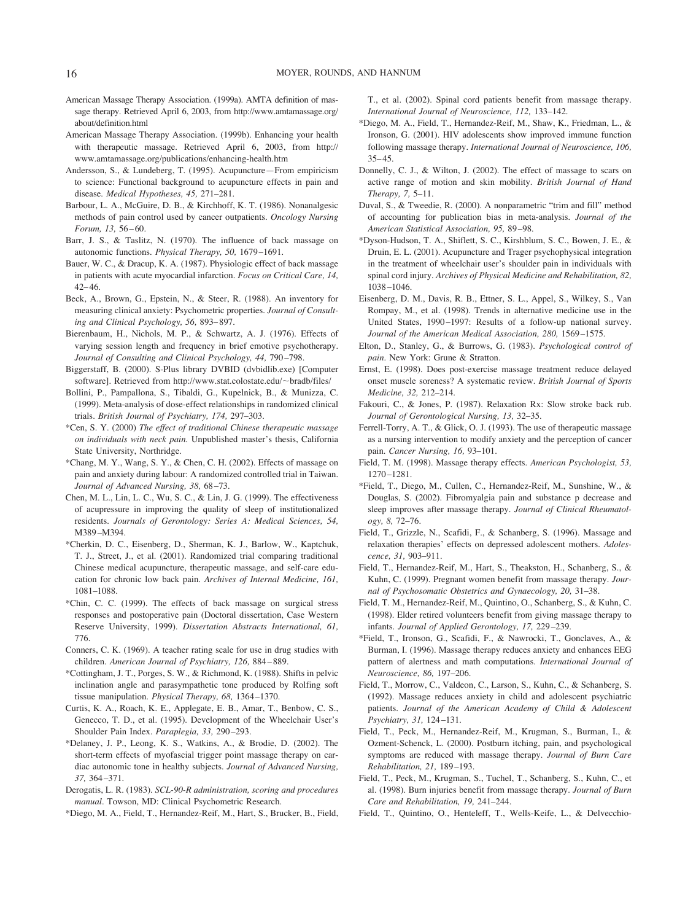American Massage Therapy Association. (1999a). AMTA definition of massage therapy. Retrieved April 6, 2003, from http://www.amtamassage.org/about/definition.html

American Massage Therapy Association. (1999b). Enhancing your health with therapeutic massage. Retrieved April 6, 2003, from http://www.amtamassage.org/publications/enhancing-health.htm

Andersson, S., & Lundeberg, T. (1995). Acupuncture—From empiricism to science: Functional background to acupuncture effects in pain and disease. *Medical Hypotheses, 45,* 271–281.

Barbour, L. A., McGuire, D. B., & Kirchhoff, K. T. (1986). Nonanalgesic methods of pain control used by cancer outpatients. *Oncology Nursing Forum, 13,* 56–60.

Barr, J. S., & Taslitz, N. (1970). The influence of back massage on autonomic functions. *Physical Therapy, 50,* 1679–1691.

Bauer, W. C., & Dracup, K. A. (1987). Physiologic effect of back massage in patients with acute myocardial infarction. *Focus on Critical Care, 14,* 42–46.

Beck, A., Brown, G., Epstein, N., & Steer, R. (1988). An inventory for measuring clinical anxiety: Psychometric properties. *Journal of Consulting and Clinical Psychology, 56,* 893–897.

Bierenbaum, H., Nichols, M. P., & Schwartz, A. J. (1976). Effects of varying session length and frequency in brief emotive psychotherapy. *Journal of Consulting and Clinical Psychology, 44,* 790–798.

Biggerstaff, B. (2000). S-Plus library DVBID (dvbidlib.exe) [Computer software]. Retrieved from http://www.stat.colostate.edu/~bradb/files/

Bollini, P., Pampallona, S., Tibaldi, G., Kupelnick, B., & Munizza, C. (1999). Meta-analysis of dose-effect relationships in randomized clinical trials. *British Journal of Psychiatry, 174,* 297–303.

*Cen, S. Y. (2000) *The effect of traditional Chinese therapeutic massage on individuals with neck pain.* Unpublished master's thesis, California State University, Northridge.

*Chang, M. Y., Wang, S. Y., & Chen, C. H. (2002). Effects of massage on pain and anxiety during labour: A randomized controlled trial in Taiwan. *Journal of Advanced Nursing, 38,* 68–73.

Chen, M. L., Lin, L. C., Wu, S. C., & Lin, J. G. (1999). The effectiveness of acupressure in improving the quality of sleep of institutionalized residents. *Journals of Gerontology: Series A: Medical Sciences, 54,* M389–M394.

*Cherkin, D. C., Eisenberg, D., Sherman, K. J., Barlow, W., Kaptchuk, T. J., Street, J., et al. (2001). Randomized trial comparing traditional Chinese medical acupuncture, therapeutic massage, and self-care education for chronic low back pain. *Archives of Internal Medicine, 161,* 1081–1088.

*Chin, C. C. (1999). The effects of back massage on surgical stress responses and postoperative pain (Doctoral dissertation, Case Western Reserve University, 1999). *Dissertation Abstracts International, 61,* 776.

Conners, C. K. (1969). A teacher rating scale for use in drug studies with children. *American Journal of Psychiatry, 126,* 884–889.

*Cottingham, J. T., Porges, S. W., & Richmond, K. (1988). Shifts in pelvic inclination angle and parasympathetic tone produced by Rolfing soft tissue manipulation. *Physical Therapy, 68,* 1364–1370.

Curtis, K. A., Roach, K. E., Applegate, E. B., Amar, T., Benbow, C. S., Genecco, T. D., et al. (1995). Development of the Wheelchair User's Shoulder Pain Index. *Paraplegia, 33,* 290–293.

*Delaney, J. P., Leong, K. S., Watkins, A., & Brodie, D. (2002). The short-term effects of myofascial trigger point massage therapy on cardiac autonomic tone in healthy subjects. *Journal of Advanced Nursing, 37,* 364–371.

Derogatis, L. R. (1983). *SCL-90-R administration, scoring and procedures manual.* Towson, MD: Clinical Psychometric Research.

*Diego, M. A., Field, T., Hernandez-Reif, M., Hart, S., Brucker, B., Field, T., et al. (2002). Spinal cord patients benefit from massage therapy. *International Journal of Neuroscience, 112,* 133–142.

*Diego, M. A., Field, T., Hernandez-Reif, M., Shaw, K., Friedman, L., & Ironson, G. (2001). HIV adolescents show improved immune function following massage therapy. *International Journal of Neuroscience, 106,* 35–45.

Donnelly, C. J., & Wilton, J. (2002). The effect of massage to scars on active range of motion and skin mobility. *British Journal of Hand Therapy, 7,* 5–11.

Duval, S., & Tweedie, R. (2000). A nonparametric "trim and fill" method of accounting for publication bias in meta-analysis. *Journal of the American Statistical Association, 95,* 89–98.

*Dyson-Hudson, T. A., Shiflett, S. C., Kirshblum, S. C., Bowen, J. E., & Druin, E. L. (2001). Acupuncture and Trager psychophysical integration in the treatment of wheelchair user's shoulder pain in individuals with spinal cord injury. *Archives of Physical Medicine and Rehabilitation, 82,* 1038–1046.

Eisenberg, D. M., Davis, R. B., Ettner, S. L., Appel, S., Wilkey, S., Van Rompay, M., et al. (1998). Trends in alternative medicine use in the United States, 1990–1997: Results of a follow-up national survey. *Journal of the American Medical Association, 280,* 1569–1575.

Elton, D., Stanley, G., & Burrows, G. (1983). *Psychological control of pain.* New York: Grune & Stratton.

Ernst, E. (1998). Does post-exercise massage treatment reduce delayed onset muscle soreness? A systematic review. *British Journal of Sports Medicine, 32,* 212–214.

Fakouri, C., & Jones, P. (1987). Relaxation Rx: Slow stroke back rub. *Journal of Gerontological Nursing, 13,* 32–35.

Ferrell-Torry, A. T., & Glick, O. J. (1993). The use of therapeutic massage as a nursing intervention to modify anxiety and the perception of cancer pain. *Cancer Nursing, 16,* 93–101.

Field, T. M. (1998). Massage therapy effects. *American Psychologist, 53,* 1270–1281.

*Field, T., Diego, M., Cullen, C., Hernandez-Reif, M., Sunshine, W., & Douglas, S. (2002). Fibromyalgia pain and substance p decrease and sleep improves after massage therapy. *Journal of Clinical Rheumatology, 8,* 72–76.

Field, T., Grizzle, N., Scafidi, F., & Schanberg, S. (1996). Massage and relaxation therapies' effects on depressed adolescent mothers. *Adolescence, 31,* 903–911.

Field, T., Hernandez-Reif, M., Hart, S., Theakston, H., Schanberg, S., & Kuhn, C. (1999). Pregnant women benefit from massage therapy. *Journal of Psychosomatic Obstetrics and Gynaecology, 20,* 31–38.

Field, T. M., Hernandez-Reif, M., Quintino, O., Schanberg, S., & Kuhn, C. (1998). Elder retired volunteers benefit from giving massage therapy to infants. *Journal of Applied Gerontology, 17,* 229–239.

*Field, T., Ironson, G., Scafidi, F., & Nawrocki, T., Gonclaves, A., & Burman, I. (1996). Massage therapy reduces anxiety and enhances EEG pattern of alertness and math computations. *International Journal of Neuroscience, 86,* 197–206.

Field, T., Morrow, C., Valdeon, C., Larson, S., Kuhn, C., & Schanberg, S. (1992). Massage reduces anxiety in child and adolescent psychiatric patients. *Journal of the American Academy of Child & Adolescent Psychiatry, 31,* 124–131.

Field, T., Peck, M., Hernandez-Reif, M., Krugman, S., Burman, I., & Ozment-Schenck, L. (2000). Postburn itching, pain, and psychological symptoms are reduced with massage therapy. *Journal of Burn Care Rehabilitation, 21,* 189–193.

Field, T., Peck, M., Krugman, S., Tuchel, T., Schanberg, S., Kuhn, C., et al. (1998). Burn injuries benefit from massage therapy. *Journal of Burn Care and Rehabilitation, 19,* 241–244.

Field, T., Quintino, O., Henteleff, T., Wells-Keife, L., & Delvecchio-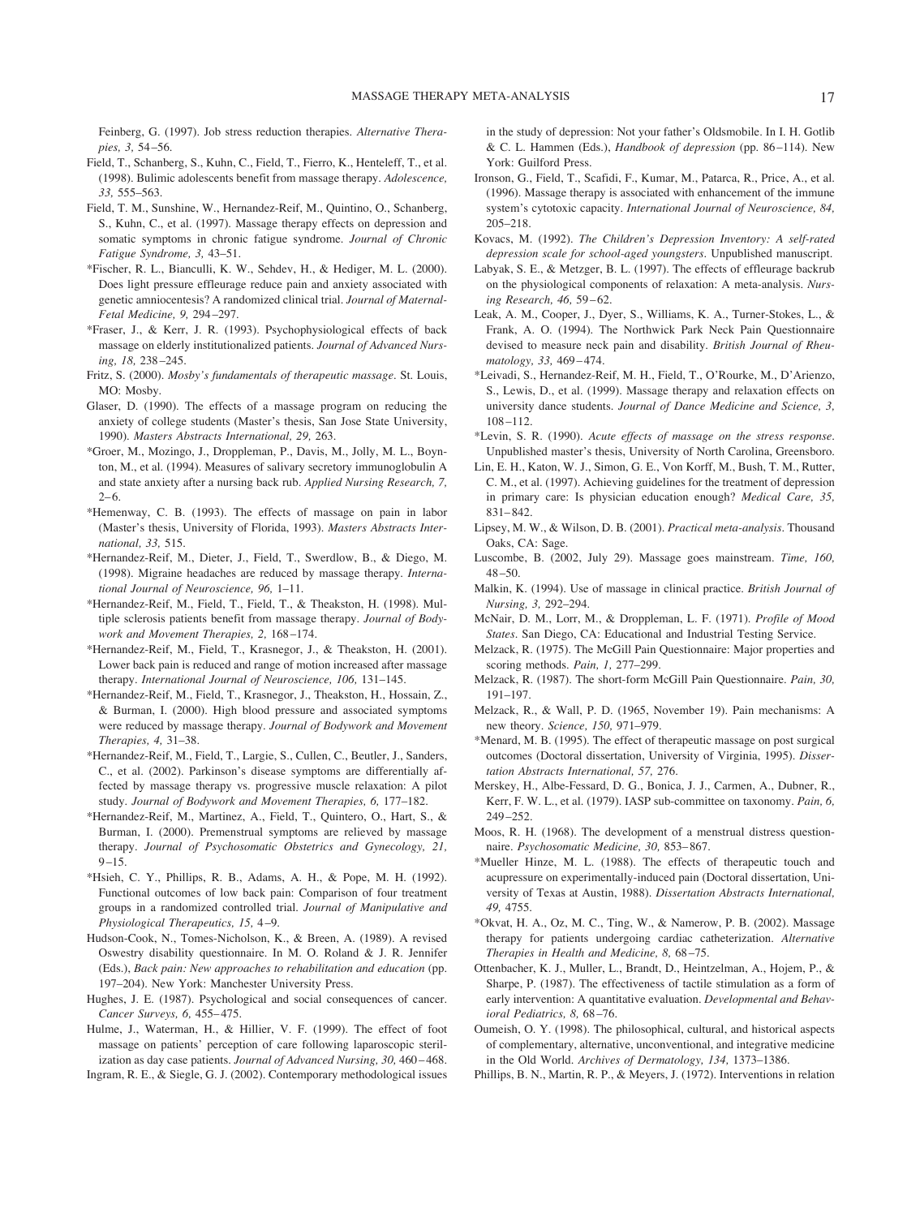Feinberg, G. (1997). Job stress reduction therapies. *Alternative Therapies, 3,* 54–56.

Field, T., Schanberg, S., Kuhn, C., Field, T., Fierro, K., Henteleff, T., et al. (1998). Bulimic adolescents benefit from massage therapy. *Adolescence, 33,* 555–563.

Field, T. M., Sunshine, W., Hernandez-Reif, M., Quintino, O., Schanberg, S., Kuhn, C., et al. (1997). Massage therapy effects on depression and somatic symptoms in chronic fatigue syndrome. *Journal of Chronic Fatigue Syndrome, 3,* 43–51.

*Fischer, R. L., Bianculli, K. W., Sehdev, H., & Hediger, M. L. (2000). Does light pressure effleurage reduce pain and anxiety associated with genetic amniocentesis? A randomized clinical trial. *Journal of Maternal-Fetal Medicine, 9,* 294–297.

*Fraser, J., & Kerr, J. R. (1993). Psychophysiological effects of back massage on elderly institutionalized patients. *Journal of Advanced Nursing, 18,* 238–245.

Fritz, S. (2000). *Mosby's fundamentals of therapeutic massage*. St. Louis, MO: Mosby.

Glaser, D. (1990). The effects of a massage program on reducing the anxiety of college students (Master's thesis, San Jose State University, 1990). *Masters Abstracts International, 29,* 263.

*Groer, M., Mozingo, J., Droppleman, P., Davis, M., Jolly, M. L., Boynton, M., et al. (1994). Measures of salivary secretory immunoglobulin A and state anxiety after a nursing back rub. *Applied Nursing Research, 7,* 2–6.

*Hemenway, C. B. (1993). The effects of massage on pain in labor (Master's thesis, University of Florida, 1993). *Masters Abstracts International, 33,* 515.

*Hernandez-Reif, M., Dieter, J., Field, T., Swerdlow, B., & Diego, M. (1998). Migraine headaches are reduced by massage therapy. *International Journal of Neuroscience, 96,* 1–11.

*Hernandez-Reif, M., Field, T., Field, T., & Theakston, H. (1998). Multiple sclerosis patients benefit from massage therapy. *Journal of Bodywork and Movement Therapies, 2,* 168–174.

*Hernandez-Reif, M., Field, T., Krasnegor, J., & Theakston, H. (2001). Lower back pain is reduced and range of motion increased after massage therapy. *International Journal of Neuroscience, 106,* 131–145.

*Hernandez-Reif, M., Field, T., Krasnegor, J., Theakston, H., Hossain, Z., & Burman, I. (2000). High blood pressure and associated symptoms were reduced by massage therapy. *Journal of Bodywork and Movement Therapies, 4,* 31–38.

*Hernandez-Reif, M., Field, T., Largie, S., Cullen, C., Beutler, J., Sanders, C., et al. (2002). Parkinson's disease symptoms are differentially affected by massage therapy vs. progressive muscle relaxation: A pilot study. *Journal of Bodywork and Movement Therapies, 6,* 177–182.

*Hernandez-Reif, M., Martinez, A., Field, T., Quintero, O., Hart, S., & Burman, I. (2000). Premenstrual symptoms are relieved by massage therapy. *Journal of Psychosomatic Obstetrics and Gynecology, 21,* 9–15.

*Hsieh, C. Y., Phillips, R. B., Adams, A. H., & Pope, M. H. (1992). Functional outcomes of low back pain: Comparison of four treatment groups in a randomized controlled trial. *Journal of Manipulative and Physiological Therapeutics, 15,* 4–9.

Hudson-Cook, N., Tomes-Nicholson, K., & Breen, A. (1989). A revised Oswestry disability questionnaire. In M. O. Roland & J. R. Jennifer (Eds.), *Back pain: New approaches to rehabilitation and education* (pp. 197–204). New York: Manchester University Press.

Hughes, J. E. (1987). Psychological and social consequences of cancer. *Cancer Surveys, 6,* 455–475.

Hulme, J., Waterman, H., & Hillier, V. F. (1999). The effect of foot massage on patients' perception of care following laparoscopic sterilization as day case patients. *Journal of Advanced Nursing, 30,* 460–468.

Ingram, R. E., & Siegle, G. J. (2002). Contemporary methodological issues in the study of depression: Not your father's Oldsmobile. In I. H. Gotlib & C. L. Hammen (Eds.), *Handbook of depression* (pp. 86–114). New York: Guilford Press.

Ironson, G., Field, T., Scafidi, F., Kumar, M., Patarca, R., Price, A., et al. (1996). Massage therapy is associated with enhancement of the immune system's cytotoxic capacity. *International Journal of Neuroscience, 84,* 205–218.

Kovacs, M. (1992). *The Children's Depression Inventory: A self-rated depression scale for school-aged youngsters*. Unpublished manuscript.

Labyak, S. E., & Metzger, B. L. (1997). The effects of effleurage backrub on the physiological components of relaxation: A meta-analysis. *Nursing Research, 46,* 59–62.

Leak, A. M., Cooper, J., Dyer, S., Williams, K. A., Turner-Stokes, L., & Frank, A. O. (1994). The Northwick Park Neck Pain Questionnaire devised to measure neck pain and disability. *British Journal of Rheumatology, 33,* 469–474.

*Leivadi, S., Hernandez-Reif, M. H., Field, T., O'Rourke, M., D'Arienzo, S., Lewis, D., et al. (1999). Massage therapy and relaxation effects on university dance students. *Journal of Dance Medicine and Science, 3,* 108–112.

*Levin, S. R. (1990). *Acute effects of massage on the stress response*. Unpublished master's thesis, University of North Carolina, Greensboro.

Lin, E. H., Katon, W. J., Simon, G. E., Von Korff, M., Bush, T. M., Rutter, C. M., et al. (1997). Achieving guidelines for the treatment of depression in primary care: Is physician education enough? *Medical Care, 35,* 831–842.

Lipsey, M. W., & Wilson, D. B. (2001). *Practical meta-analysis*. Thousand Oaks, CA: Sage.

Luscombe, B. (2002, July 29). Massage goes mainstream. *Time, 160,* 48–50.

Malkin, K. (1994). Use of massage in clinical practice. *British Journal of Nursing, 3,* 292–294.

McNair, D. M., Lorr, M., & Droppleman, L. F. (1971). *Profile of Mood States*. San Diego, CA: Educational and Industrial Testing Service.

Melzack, R. (1975). The McGill Pain Questionnaire: Major properties and scoring methods. *Pain, 1,* 277–299.

Melzack, R. (1987). The short-form McGill Pain Questionnaire. *Pain, 30,* 191–197.

Melzack, R., & Wall, P. D. (1965, November 19). Pain mechanisms: A new theory. *Science, 150,* 971–979.

*Menard, M. B. (1995). The effect of therapeutic massage on post surgical outcomes (Doctoral dissertation, University of Virginia, 1995). *Dissertation Abstracts International, 57,* 276.

Merskey, H., Albe-Fessard, D. G., Bonica, J. J., Carmen, A., Dubner, R., Kerr, F. W. L., et al. (1979). IASP sub-committee on taxonomy. *Pain, 6,* 249–252.

Moos, R. H. (1968). The development of a menstrual distress questionnaire. *Psychosomatic Medicine, 30,* 853–867.

*Mueller Hinze, M. L. (1988). The effects of therapeutic touch and acupressure on experimentally-induced pain (Doctoral dissertation, University of Texas at Austin, 1988). *Dissertation Abstracts International, 49,* 4755.

*Okvat, H. A., Oz, M. C., Ting, W., & Namerow, P. B. (2002). Massage therapy for patients undergoing cardiac catheterization. *Alternative Therapies in Health and Medicine, 8,* 68–75.

Ottenbacher, K. J., Muller, L., Brandt, D., Heintzelman, A., Hojem, P., & Sharpe, P. (1987). The effectiveness of tactile stimulation as a form of early intervention: A quantitative evaluation. *Developmental and Behavioral Pediatrics, 8,* 68–76.

Oumeish, O. Y. (1998). The philosophical, cultural, and historical aspects of complementary, alternative, unconventional, and integrative medicine in the Old World. *Archives of Dermatology, 134,* 1373–1386.

Phillips, B. N., Martin, R. P., & Meyers, J. (1972). Interventions in relation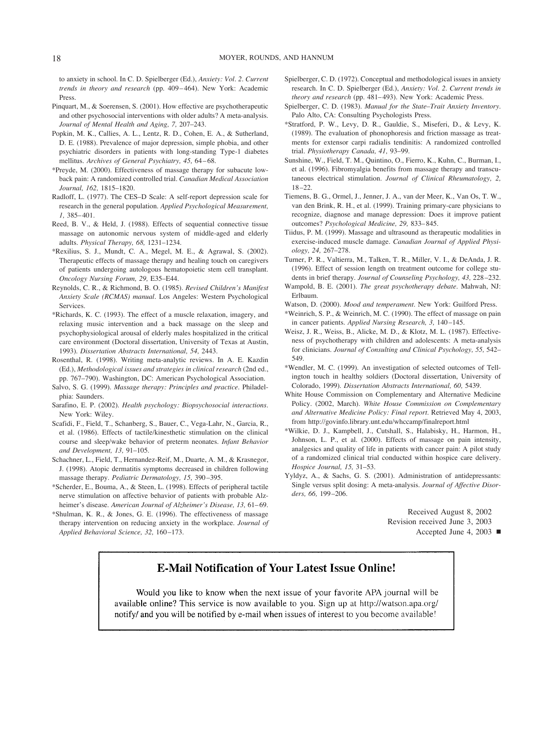to anxiety in school. In C. D. Spielberger (Ed.), *Anxiety: Vol. 2. Current trends in theory and research* (pp. 409–464). New York: Academic Press.

Pinquart, M., & Soerensen, S. (2001). How effective are psychotherapeutic and other psychosocial interventions with older adults? A meta-analysis. *Journal of Mental Health and Aging, 7,* 207–243.

Popkin, M. K., Callies, A. L., Lentz, R. D., Cohen, E. A., & Sutherland, D. E. (1988). Prevalence of major depression, simple phobia, and other psychiatric disorders in patients with long-standing Type-1 diabetes mellitus. *Archives of General Psychiatry, 45,* 64–68.

*Preyde, M. (2000). Effectiveness of massage therapy for subacute low-back pain: A randomized controlled trial. *Canadian Medical Association Journal, 162,* 1815–1820.

Radloff, L. (1977). The CES–D Scale: A self-report depression scale for research in the general population. *Applied Psychological Measurement, 1,* 385–401.

Reed, B. V., & Held, J. (1988). Effects of sequential connective tissue massage on autonomic nervous system of middle-aged and elderly adults. *Physical Therapy, 68,* 1231–1234.

*Rexilius, S. J., Mundt, C. A., Megel, M. E., & Agrawal, S. (2002). Therapeutic effects of massage therapy and healing touch on caregivers of patients undergoing autologous hematopoietic stem cell transplant. *Oncology Nursing Forum, 29,* E35–E44.

Reynolds, C. R., & Richmond, B. O. (1985). *Revised Children's Manifest Anxiety Scale (RCMAS) manual*. Los Angeles: Western Psychological Services.

*Richards, K. C. (1993). The effect of a muscle relaxation, imagery, and relaxing music intervention and a back massage on the sleep and psychophysiological arousal of elderly males hospitalized in the critical care environment (Doctoral dissertation, University of Texas at Austin, 1993). *Dissertation Abstracts International, 54,* 2443.

Rosenthal, R. (1998). Writing meta-analytic reviews. In A. E. Kazdin (Ed.), *Methodological issues and strategies in clinical research* (2nd ed., pp. 767–790). Washington, DC: American Psychological Association.

Salvo, S. G. (1999). *Massage therapy: Principles and practice*. Philadelphia: Saunders.

Sarafino, E. P. (2002). *Health psychology: Biopsychosocial interactions*. New York: Wiley.

Scafidi, F., Field, T., Schanberg, S., Bauer, C., Vega-Lahr, N., Garcia, R., et al. (1986). Effects of tactile/kinesthetic stimulation on the clinical course and sleep/wake behavior of preterm neonates. *Infant Behavior and Development, 13,* 91–105.

Schachner, L., Field, T., Hernandez-Reif, M., Duarte, A. M., & Krasnegor, J. (1998). Atopic dermatitis symptoms decreased in children following massage therapy. *Pediatric Dermatology, 15,* 390–395.

*Scherder, E., Bouma, A., & Steen, L. (1998). Effects of peripheral tactile nerve stimulation on affective behavior of patients with probable Alzheimer's disease. *American Journal of Alzheimer's Disease, 13,* 61–69.

*Shulman, K. R., & Jones, G. E. (1996). The effectiveness of massage therapy intervention on reducing anxiety in the workplace. *Journal of Applied Behavioral Science, 32,* 160–173.

Spielberger, C. D. (1972). Conceptual and methodological issues in anxiety research. In C. D. Spielberger (Ed.), *Anxiety: Vol. 2. Current trends in theory and research* (pp. 481–493). New York: Academic Press.

Spielberger, C. D. (1983). *Manual for the State–Trait Anxiety Inventory*. Palo Alto, CA: Consulting Psychologists Press.

*Stratford, P. W., Levy, D. R., Gauldie, S., Miseferi, D., & Levy, K. (1989). The evaluation of phonophoresis and friction massage as treatments for extensor carpi radialis tendinitis: A randomized controlled trial. *Physiotherapy Canada, 41,* 93–99.

Sunshine, W., Field, T. M., Quintino, O., Fierro, K., Kuhn, C., Burman, I., et al. (1996). Fibromyalgia benefits from massage therapy and transcutaneous electrical stimulation. *Journal of Clinical Rheumatology, 2,* 18–22.

Tiemens, B. G., Ormel, J., Jenner, J. A., van der Meer, K., Van Os, T. W., van den Brink, R. H., et al. (1999). Training primary-care physicians to recognize, diagnose and manage depression: Does it improve patient outcomes? *Psychological Medicine, 29,* 833–845.

Tiidus, P. M. (1999). Massage and ultrasound as therapeutic modalities in exercise-induced muscle damage. *Canadian Journal of Applied Physiology, 24,* 267–278.

Turner, P. R., Valtierra, M., Talken, T. R., Miller, V. I., & DeAnda, J. R. (1996). Effect of session length on treatment outcome for college students in brief therapy. *Journal of Counseling Psychology, 43,* 228–232.

Wampold, B. E. (2001). *The great psychotherapy debate*. Mahwah, NJ: Erlbaum.

Watson, D. (2000). *Mood and temperament*. New York: Guilford Press.

*Weinrich, S. P., & Weinrich, M. C. (1990). The effect of massage on pain in cancer patients. *Applied Nursing Research, 3,* 140–145.

Weisz, J. R., Weiss, B., Alicke, M. D., & Klotz, M. L. (1987). Effectiveness of psychotherapy with children and adolescents: A meta-analysis for clinicians. *Journal of Consulting and Clinical Psychology, 55,* 542–549.

*Wendler, M. C. (1999). An investigation of selected outcomes of Tellington touch in healthy soldiers (Doctoral dissertation, University of Colorado, 1999). *Dissertation Abstracts International, 60,* 5439.

White House Commission on Complementary and Alternative Medicine Policy. (2002, March). *White House Commission on Complementary and Alternative Medicine Policy: Final report*. Retrieved May 4, 2003, from http://govinfo.library.unt.edu/whccamp/finalreport.html

*Wilkie, D. J., Kampbell, J., Cutshall, S., Halabisky, H., Harmon, H., Johnson, L. P., et al. (2000). Effects of massage on pain intensity, analgesics and quality of life in patients with cancer pain: A pilot study of a randomized clinical trial conducted within hospice care delivery. *Hospice Journal, 15,* 31–53.

Yyldyz, A., & Sachs, G. S. (2001). Administration of antidepressants: Single versus split dosing: A meta-analysis. *Journal of Affective Disorders, 66,* 199–206.

Received August 8, 2002
Revision received June 3, 2003
Accepted June 4, 2003 ■

## E-Mail Notification of Your Latest Issue Online!

Would you like to know when the next issue of your favorite APA journal will be available online? This service is now available to you. Sign up at http://watson.apa.org/notify/ and you will be notified by e-mail when issues of interest to you become available!